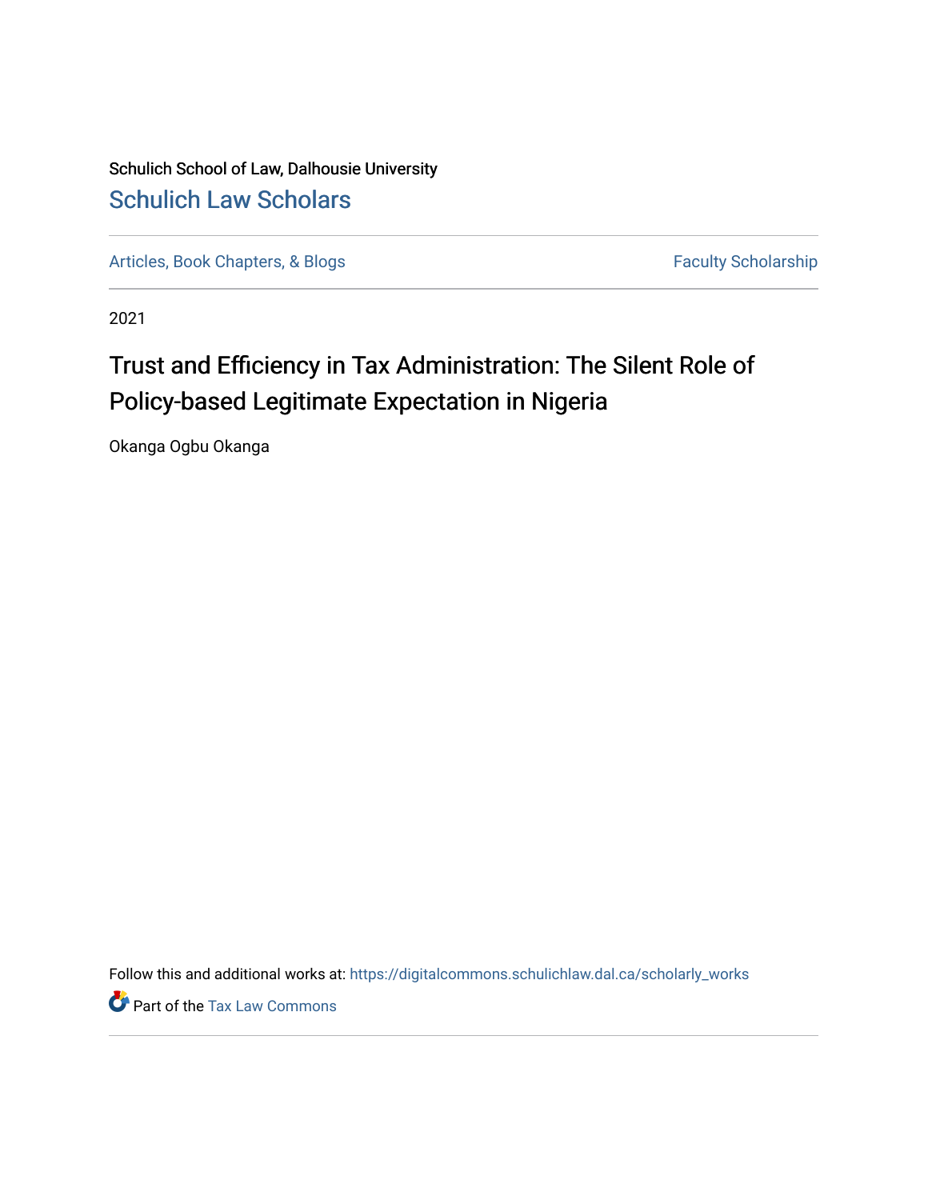Schulich School of Law, Dalhousie University

# Schulich Law Scholars

Articles, Book Chapters, & Blogs | Faculty Scholarship

2021

## Trust and Efficiency in Tax Administration: The Silent Role of Policy-based Legitimate Expectation in Nigeria

Okanga Ogbu Okanga

Follow this and additional works at: https://digitalcommons.schulichlaw.dal.ca/scholarly_works

Part of the Tax Law Commons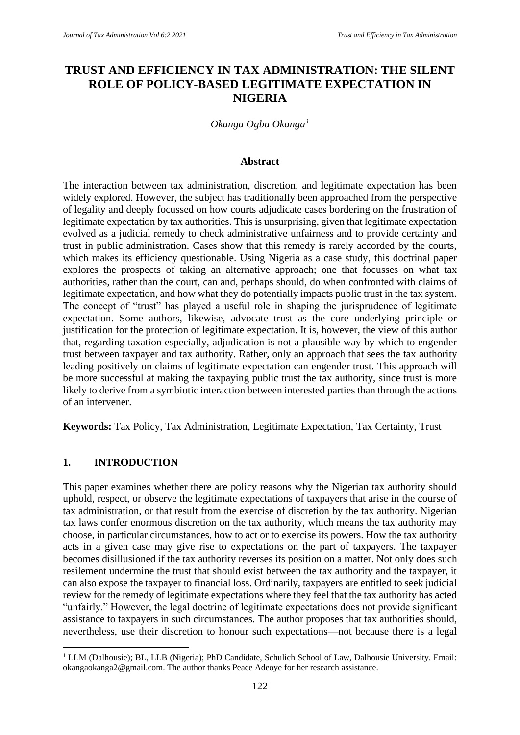# TRUST AND EFFICIENCY IN TAX ADMINISTRATION: THE SILENT ROLE OF POLICY-BASED LEGITIMATE EXPECTATION IN NIGERIA

*Okanga Ogbu Okanga*[1]

## Abstract

The interaction between tax administration, discretion, and legitimate expectation has been widely explored. However, the subject has traditionally been approached from the perspective of legality and deeply focussed on how courts adjudicate cases bordering on the frustration of legitimate expectation by tax authorities. This is unsurprising, given that legitimate expectation evolved as a judicial remedy to check administrative unfairness and to provide certainty and trust in public administration. Cases show that this remedy is rarely accorded by the courts, which makes its efficiency questionable. Using Nigeria as a case study, this doctrinal paper explores the prospects of taking an alternative approach; one that focusses on what tax authorities, rather than the court, can and, perhaps should, do when confronted with claims of legitimate expectation, and how what they do potentially impacts public trust in the tax system. The concept of "trust" has played a useful role in shaping the jurisprudence of legitimate expectation. Some authors, likewise, advocate trust as the core underlying principle or justification for the protection of legitimate expectation. It is, however, the view of this author that, regarding taxation especially, adjudication is not a plausible way by which to engender trust between taxpayer and tax authority. Rather, only an approach that sees the tax authority leading positively on claims of legitimate expectation can engender trust. This approach will be more successful at making the taxpaying public trust the tax authority, since trust is more likely to derive from a symbiotic interaction between interested parties than through the actions of an intervener.

**Keywords:** Tax Policy, Tax Administration, Legitimate Expectation, Tax Certainty, Trust

## 1. INTRODUCTION

This paper examines whether there are policy reasons why the Nigerian tax authority should uphold, respect, or observe the legitimate expectations of taxpayers that arise in the course of tax administration, or that result from the exercise of discretion by the tax authority. Nigerian tax laws confer enormous discretion on the tax authority, which means the tax authority may choose, in particular circumstances, how to act or to exercise its powers. How the tax authority acts in a given case may give rise to expectations on the part of taxpayers. The taxpayer becomes disillusioned if the tax authority reverses its position on a matter. Not only does such resilement undermine the trust that should exist between the tax authority and the taxpayer, it can also expose the taxpayer to financial loss. Ordinarily, taxpayers are entitled to seek judicial review for the remedy of legitimate expectations where they feel that the tax authority has acted "unfairly." However, the legal doctrine of legitimate expectations does not provide significant assistance to taxpayers in such circumstances. The author proposes that tax authorities should, nevertheless, use their discretion to honour such expectations—not because there is a legal

---

[1] LLM (Dalhousie); BL, LLB (Nigeria); PhD Candidate, Schulich School of Law, Dalhousie University. Email: okangaokanga2@gmail.com. The author thanks Peace Adeoye for her research assistance.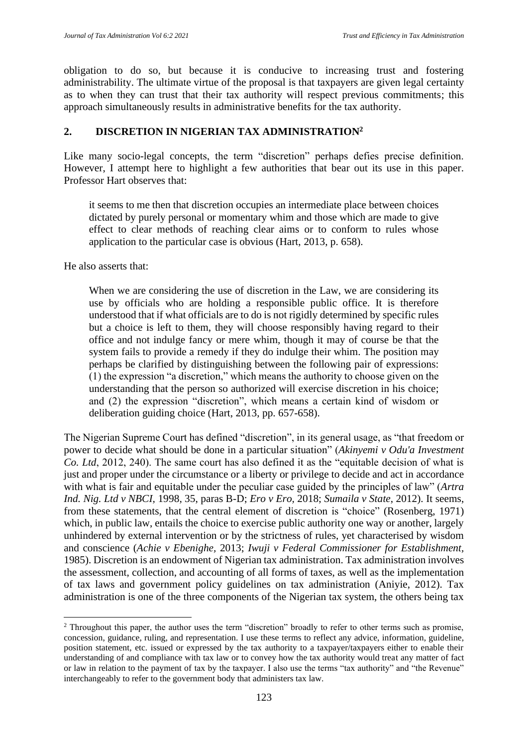obligation to do so, but because it is conducive to increasing trust and fostering administrability. The ultimate virtue of the proposal is that taxpayers are given legal certainty as to when they can trust that their tax authority will respect previous commitments; this approach simultaneously results in administrative benefits for the tax authority.

## 2. DISCRETION IN NIGERIAN TAX ADMINISTRATION[2]

Like many socio-legal concepts, the term "discretion" perhaps defies precise definition. However, I attempt here to highlight a few authorities that bear out its use in this paper. Professor Hart observes that:

> it seems to me then that discretion occupies an intermediate place between choices dictated by purely personal or momentary whim and those which are made to give effect to clear methods of reaching clear aims or to conform to rules whose application to the particular case is obvious (Hart, 2013, p. 658).

He also asserts that:

> When we are considering the use of discretion in the Law, we are considering its use by officials who are holding a responsible public office. It is therefore understood that if what officials are to do is not rigidly determined by specific rules but a choice is left to them, they will choose responsibly having regard to their office and not indulge fancy or mere whim, though it may of course be that the system fails to provide a remedy if they do indulge their whim. The position may perhaps be clarified by distinguishing between the following pair of expressions: (1) the expression "a discretion," which means the authority to choose given on the understanding that the person so authorized will exercise discretion in his choice; and (2) the expression "discretion", which means a certain kind of wisdom or deliberation guiding choice (Hart, 2013, pp. 657-658).

The Nigerian Supreme Court has defined "discretion", in its general usage, as "that freedom or power to decide what should be done in a particular situation" (*Akinyemi v Odu'a Investment Co. Ltd*, 2012, 240). The same court has also defined it as the "equitable decision of what is just and proper under the circumstance or a liberty or privilege to decide and act in accordance with what is fair and equitable under the peculiar case guided by the principles of law" (*Artra Ind. Nig. Ltd v NBCI*, 1998, 35, paras B-D; *Ero v Ero*, 2018; *Sumaila v State*, 2012). It seems, from these statements, that the central element of discretion is "choice" (Rosenberg, 1971) which, in public law, entails the choice to exercise public authority one way or another, largely unhindered by external intervention or by the strictness of rules, yet characterised by wisdom and conscience (*Achie v Ebenighe*, 2013; *Iwuji v Federal Commissioner for Establishment*, 1985). Discretion is an endowment of Nigerian tax administration. Tax administration involves the assessment, collection, and accounting of all forms of taxes, as well as the implementation of tax laws and government policy guidelines on tax administration (Aniyie, 2012). Tax administration is one of the three components of the Nigerian tax system, the others being tax

---

[2] Throughout this paper, the author uses the term "discretion" broadly to refer to other terms such as promise, concession, guidance, ruling, and representation. I use these terms to reflect any advice, information, guideline, position statement, etc. issued or expressed by the tax authority to a taxpayer/taxpayers either to enable their understanding of and compliance with tax law or to convey how the tax authority would treat any matter of fact or law in relation to the payment of tax by the taxpayer. I also use the terms "tax authority" and "the Revenue" interchangeably to refer to the government body that administers tax law.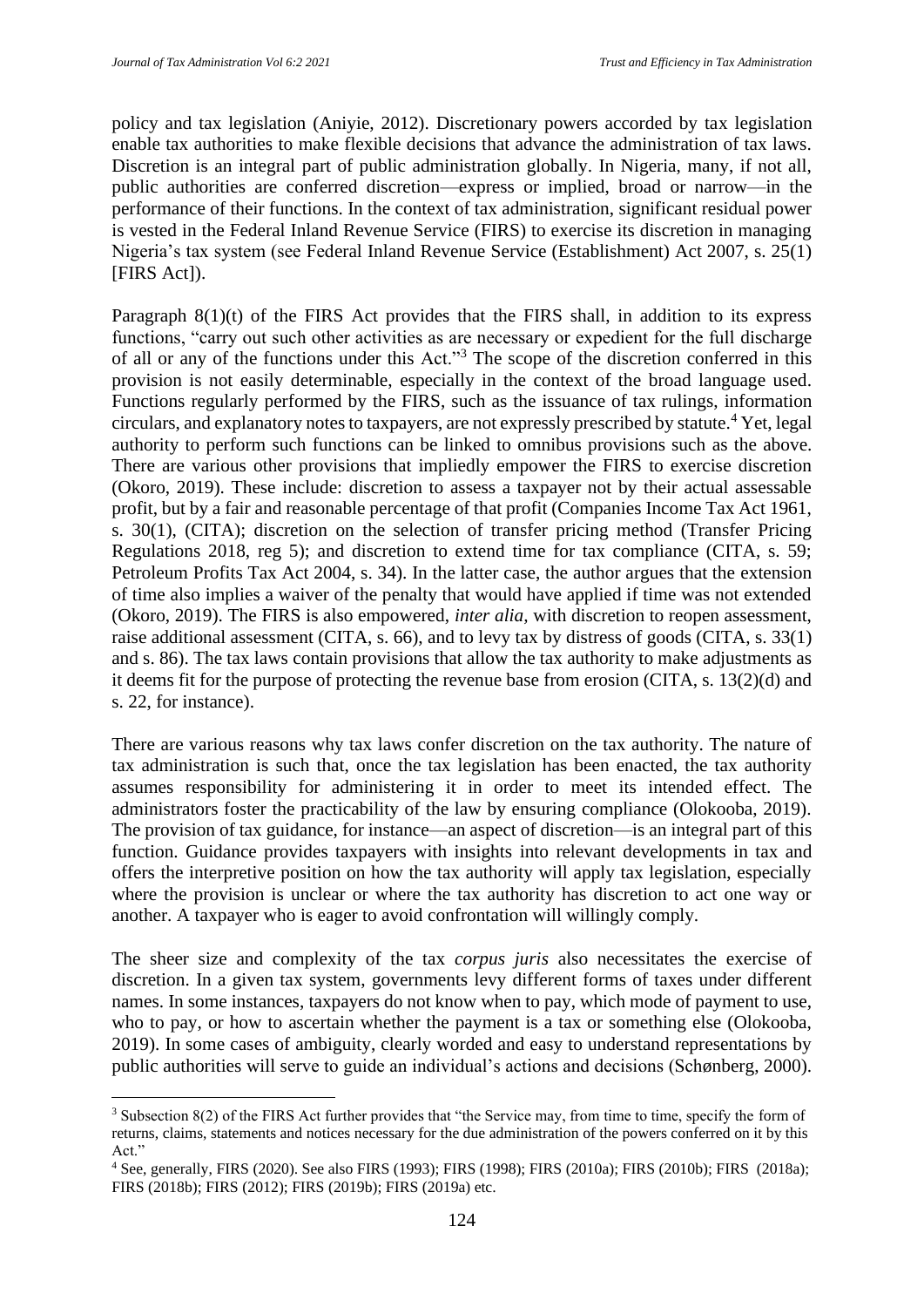policy and tax legislation (Aniyie, 2012). Discretionary powers accorded by tax legislation enable tax authorities to make flexible decisions that advance the administration of tax laws. Discretion is an integral part of public administration globally. In Nigeria, many, if not all, public authorities are conferred discretion—express or implied, broad or narrow—in the performance of their functions. In the context of tax administration, significant residual power is vested in the Federal Inland Revenue Service (FIRS) to exercise its discretion in managing Nigeria's tax system (see Federal Inland Revenue Service (Establishment) Act 2007, s. 25(1) [FIRS Act]).

Paragraph 8(1)(t) of the FIRS Act provides that the FIRS shall, in addition to its express functions, "carry out such other activities as are necessary or expedient for the full discharge of all or any of the functions under this Act."[3] The scope of the discretion conferred in this provision is not easily determinable, especially in the context of the broad language used. Functions regularly performed by the FIRS, such as the issuance of tax rulings, information circulars, and explanatory notes to taxpayers, are not expressly prescribed by statute.[4] Yet, legal authority to perform such functions can be linked to omnibus provisions such as the above. There are various other provisions that impliedly empower the FIRS to exercise discretion (Okoro, 2019). These include: discretion to assess a taxpayer not by their actual assessable profit, but by a fair and reasonable percentage of that profit (Companies Income Tax Act 1961, s. 30(1), (CITA); discretion on the selection of transfer pricing method (Transfer Pricing Regulations 2018, reg 5); and discretion to extend time for tax compliance (CITA, s. 59; Petroleum Profits Tax Act 2004, s. 34). In the latter case, the author argues that the extension of time also implies a waiver of the penalty that would have applied if time was not extended (Okoro, 2019). The FIRS is also empowered, *inter alia*, with discretion to reopen assessment, raise additional assessment (CITA, s. 66), and to levy tax by distress of goods (CITA, s. 33(1) and s. 86). The tax laws contain provisions that allow the tax authority to make adjustments as it deems fit for the purpose of protecting the revenue base from erosion (CITA, s. 13(2)(d) and s. 22, for instance).

There are various reasons why tax laws confer discretion on the tax authority. The nature of tax administration is such that, once the tax legislation has been enacted, the tax authority assumes responsibility for administering it in order to meet its intended effect. The administrators foster the practicability of the law by ensuring compliance (Olokooba, 2019). The provision of tax guidance, for instance—an aspect of discretion—is an integral part of this function. Guidance provides taxpayers with insights into relevant developments in tax and offers the interpretive position on how the tax authority will apply tax legislation, especially where the provision is unclear or where the tax authority has discretion to act one way or another. A taxpayer who is eager to avoid confrontation will willingly comply.

The sheer size and complexity of the tax *corpus juris* also necessitates the exercise of discretion. In a given tax system, governments levy different forms of taxes under different names. In some instances, taxpayers do not know when to pay, which mode of payment to use, who to pay, or how to ascertain whether the payment is a tax or something else (Olokooba, 2019). In some cases of ambiguity, clearly worded and easy to understand representations by public authorities will serve to guide an individual's actions and decisions (Schønberg, 2000).

---

[3] Subsection 8(2) of the FIRS Act further provides that "the Service may, from time to time, specify the form of returns, claims, statements and notices necessary for the due administration of the powers conferred on it by this Act."

[4] See, generally, FIRS (2020). See also FIRS (1993); FIRS (1998); FIRS (2010a); FIRS (2010b); FIRS (2018a); FIRS (2018b); FIRS (2012); FIRS (2019b); FIRS (2019a) etc.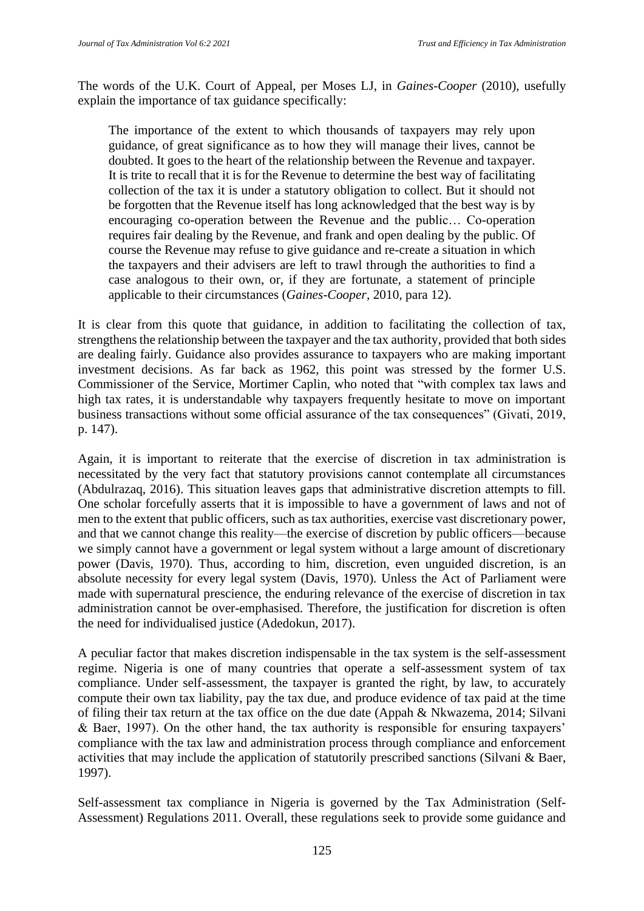The words of the U.K. Court of Appeal, per Moses LJ, in *Gaines-Cooper* (2010), usefully explain the importance of tax guidance specifically:

> The importance of the extent to which thousands of taxpayers may rely upon guidance, of great significance as to how they will manage their lives, cannot be doubted. It goes to the heart of the relationship between the Revenue and taxpayer. It is trite to recall that it is for the Revenue to determine the best way of facilitating collection of the tax it is under a statutory obligation to collect. But it should not be forgotten that the Revenue itself has long acknowledged that the best way is by encouraging co-operation between the Revenue and the public… Co-operation requires fair dealing by the Revenue, and frank and open dealing by the public. Of course the Revenue may refuse to give guidance and re-create a situation in which the taxpayers and their advisers are left to trawl through the authorities to find a case analogous to their own, or, if they are fortunate, a statement of principle applicable to their circumstances (*Gaines-Cooper*, 2010, para 12).

It is clear from this quote that guidance, in addition to facilitating the collection of tax, strengthens the relationship between the taxpayer and the tax authority, provided that both sides are dealing fairly. Guidance also provides assurance to taxpayers who are making important investment decisions. As far back as 1962, this point was stressed by the former U.S. Commissioner of the Service, Mortimer Caplin, who noted that "with complex tax laws and high tax rates, it is understandable why taxpayers frequently hesitate to move on important business transactions without some official assurance of the tax consequences" (Givati, 2019, p. 147).

Again, it is important to reiterate that the exercise of discretion in tax administration is necessitated by the very fact that statutory provisions cannot contemplate all circumstances (Abdulrazaq, 2016). This situation leaves gaps that administrative discretion attempts to fill. One scholar forcefully asserts that it is impossible to have a government of laws and not of men to the extent that public officers, such as tax authorities, exercise vast discretionary power, and that we cannot change this reality—the exercise of discretion by public officers—because we simply cannot have a government or legal system without a large amount of discretionary power (Davis, 1970). Thus, according to him, discretion, even unguided discretion, is an absolute necessity for every legal system (Davis, 1970). Unless the Act of Parliament were made with supernatural prescience, the enduring relevance of the exercise of discretion in tax administration cannot be over-emphasised. Therefore, the justification for discretion is often the need for individualised justice (Adedokun, 2017).

A peculiar factor that makes discretion indispensable in the tax system is the self-assessment regime. Nigeria is one of many countries that operate a self-assessment system of tax compliance. Under self-assessment, the taxpayer is granted the right, by law, to accurately compute their own tax liability, pay the tax due, and produce evidence of tax paid at the time of filing their tax return at the tax office on the due date (Appah & Nkwazema, 2014; Silvani & Baer, 1997). On the other hand, the tax authority is responsible for ensuring taxpayers' compliance with the tax law and administration process through compliance and enforcement activities that may include the application of statutorily prescribed sanctions (Silvani & Baer, 1997).

Self-assessment tax compliance in Nigeria is governed by the Tax Administration (Self-Assessment) Regulations 2011. Overall, these regulations seek to provide some guidance and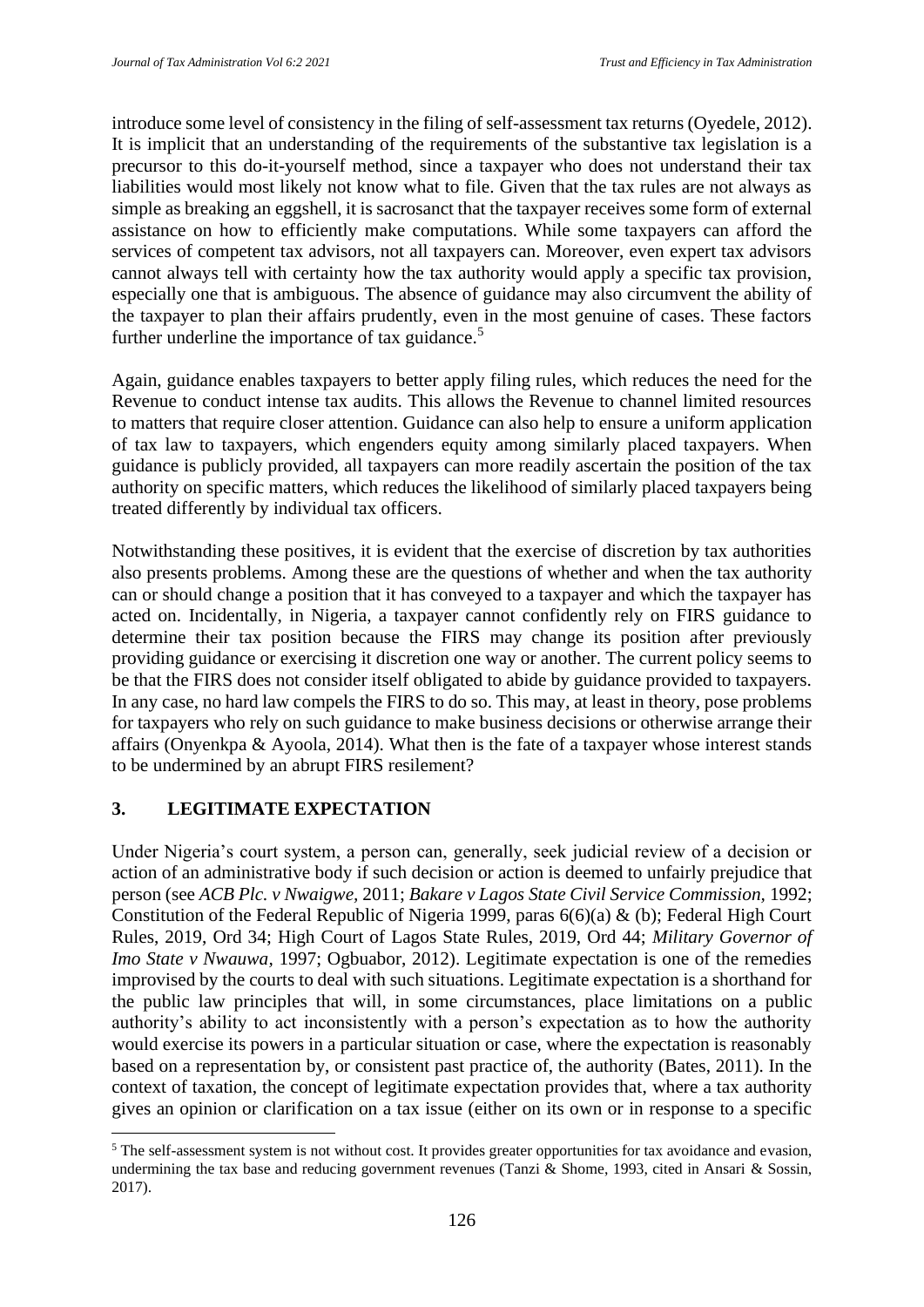introduce some level of consistency in the filing of self-assessment tax returns (Oyedele, 2012). It is implicit that an understanding of the requirements of the substantive tax legislation is a precursor to this do-it-yourself method, since a taxpayer who does not understand their tax liabilities would most likely not know what to file. Given that the tax rules are not always as simple as breaking an eggshell, it is sacrosanct that the taxpayer receives some form of external assistance on how to efficiently make computations. While some taxpayers can afford the services of competent tax advisors, not all taxpayers can. Moreover, even expert tax advisors cannot always tell with certainty how the tax authority would apply a specific tax provision, especially one that is ambiguous. The absence of guidance may also circumvent the ability of the taxpayer to plan their affairs prudently, even in the most genuine of cases. These factors further underline the importance of tax guidance.[5]

Again, guidance enables taxpayers to better apply filing rules, which reduces the need for the Revenue to conduct intense tax audits. This allows the Revenue to channel limited resources to matters that require closer attention. Guidance can also help to ensure a uniform application of tax law to taxpayers, which engenders equity among similarly placed taxpayers. When guidance is publicly provided, all taxpayers can more readily ascertain the position of the tax authority on specific matters, which reduces the likelihood of similarly placed taxpayers being treated differently by individual tax officers.

Notwithstanding these positives, it is evident that the exercise of discretion by tax authorities also presents problems. Among these are the questions of whether and when the tax authority can or should change a position that it has conveyed to a taxpayer and which the taxpayer has acted on. Incidentally, in Nigeria, a taxpayer cannot confidently rely on FIRS guidance to determine their tax position because the FIRS may change its position after previously providing guidance or exercising it discretion one way or another. The current policy seems to be that the FIRS does not consider itself obligated to abide by guidance provided to taxpayers. In any case, no hard law compels the FIRS to do so. This may, at least in theory, pose problems for taxpayers who rely on such guidance to make business decisions or otherwise arrange their affairs (Onyenkpa & Ayoola, 2014). What then is the fate of a taxpayer whose interest stands to be undermined by an abrupt FIRS resilement?

## 3. LEGITIMATE EXPECTATION

Under Nigeria's court system, a person can, generally, seek judicial review of a decision or action of an administrative body if such decision or action is deemed to unfairly prejudice that person (see *ACB Plc. v Nwaigwe*, 2011; *Bakare v Lagos State Civil Service Commission*, 1992; Constitution of the Federal Republic of Nigeria 1999, paras 6(6)(a) & (b); Federal High Court Rules, 2019, Ord 34; High Court of Lagos State Rules, 2019, Ord 44; *Military Governor of Imo State v Nwauwa*, 1997; Ogbuabor, 2012). Legitimate expectation is one of the remedies improvised by the courts to deal with such situations. Legitimate expectation is a shorthand for the public law principles that will, in some circumstances, place limitations on a public authority's ability to act inconsistently with a person's expectation as to how the authority would exercise its powers in a particular situation or case, where the expectation is reasonably based on a representation by, or consistent past practice of, the authority (Bates, 2011). In the context of taxation, the concept of legitimate expectation provides that, where a tax authority gives an opinion or clarification on a tax issue (either on its own or in response to a specific

[5] The self-assessment system is not without cost. It provides greater opportunities for tax avoidance and evasion, undermining the tax base and reducing government revenues (Tanzi & Shome, 1993, cited in Ansari & Sossin, 2017).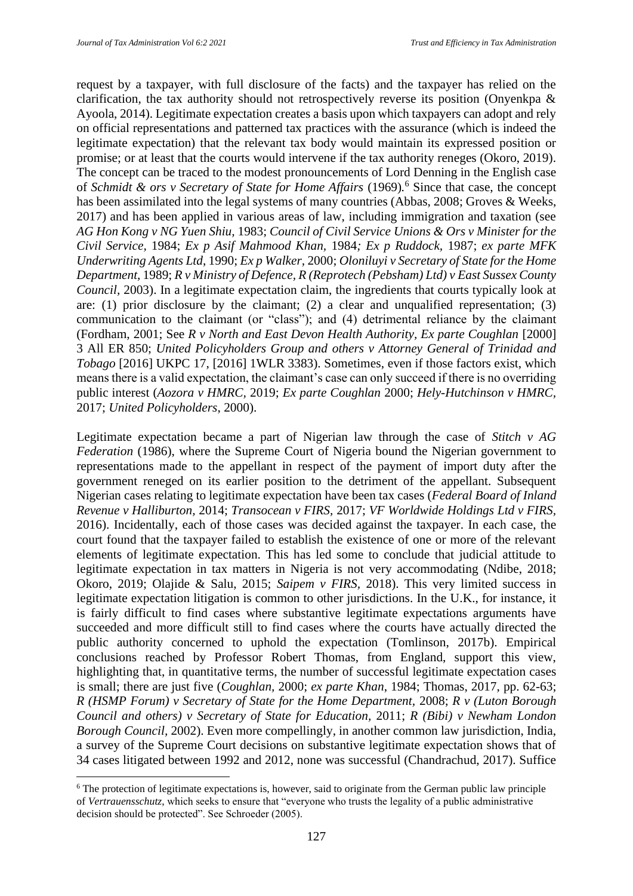request by a taxpayer, with full disclosure of the facts) and the taxpayer has relied on the clarification, the tax authority should not retrospectively reverse its position (Onyenkpa & Ayoola, 2014). Legitimate expectation creates a basis upon which taxpayers can adopt and rely on official representations and patterned tax practices with the assurance (which is indeed the legitimate expectation) that the relevant tax body would maintain its expressed position or promise; or at least that the courts would intervene if the tax authority reneges (Okoro, 2019). The concept can be traced to the modest pronouncements of Lord Denning in the English case of *Schmidt & ors v Secretary of State for Home Affairs* (1969).[6] Since that case, the concept has been assimilated into the legal systems of many countries (Abbas, 2008; Groves & Weeks, 2017) and has been applied in various areas of law, including immigration and taxation (see *AG Hon Kong v NG Yuen Shiu*, 1983; *Council of Civil Service Unions & Ors v Minister for the Civil Service*, 1984; *Ex p Asif Mahmood Khan*, 1984*; Ex p Ruddock*, 1987; *ex parte MFK Underwriting Agents Ltd*, 1990; *Ex p Walker*, 2000; *Oloniluyi v Secretary of State for the Home Department*, 1989; *R v Ministry of Defence, R (Reprotech (Pebsham) Ltd) v East Sussex County Council*, 2003). In a legitimate expectation claim, the ingredients that courts typically look at are: (1) prior disclosure by the claimant; (2) a clear and unqualified representation; (3) communication to the claimant (or "class"); and (4) detrimental reliance by the claimant (Fordham, 2001; See *R v North and East Devon Health Authority, Ex parte Coughlan* [2000] 3 All ER 850; *United Policyholders Group and others v Attorney General of Trinidad and Tobago* [2016] UKPC 17, [2016] 1WLR 3383). Sometimes, even if those factors exist, which means there is a valid expectation, the claimant's case can only succeed if there is no overriding public interest (*Aozora v HMRC*, 2019; *Ex parte Coughlan* 2000; *Hely-Hutchinson v HMRC*, 2017; *United Policyholders*, 2000).

Legitimate expectation became a part of Nigerian law through the case of *Stitch v AG Federation* (1986), where the Supreme Court of Nigeria bound the Nigerian government to representations made to the appellant in respect of the payment of import duty after the government reneged on its earlier position to the detriment of the appellant. Subsequent Nigerian cases relating to legitimate expectation have been tax cases (*Federal Board of Inland Revenue v Halliburton*, 2014; *Transocean v FIRS*, 2017; *VF Worldwide Holdings Ltd v FIRS*, 2016). Incidentally, each of those cases was decided against the taxpayer. In each case, the court found that the taxpayer failed to establish the existence of one or more of the relevant elements of legitimate expectation. This has led some to conclude that judicial attitude to legitimate expectation in tax matters in Nigeria is not very accommodating (Ndibe, 2018; Okoro, 2019; Olajide & Salu, 2015; *Saipem v FIRS*, 2018). This very limited success in legitimate expectation litigation is common to other jurisdictions. In the U.K., for instance, it is fairly difficult to find cases where substantive legitimate expectations arguments have succeeded and more difficult still to find cases where the courts have actually directed the public authority concerned to uphold the expectation (Tomlinson, 2017b). Empirical conclusions reached by Professor Robert Thomas, from England, support this view, highlighting that, in quantitative terms, the number of successful legitimate expectation cases is small; there are just five (*Coughlan*, 2000; *ex parte Khan*, 1984; Thomas, 2017, pp. 62-63; *R (HSMP Forum) v Secretary of State for the Home Department*, 2008; *R v (Luton Borough Council and others) v Secretary of State for Education*, 2011; *R (Bibi) v Newham London Borough Council*, 2002). Even more compellingly, in another common law jurisdiction, India, a survey of the Supreme Court decisions on substantive legitimate expectation shows that of 34 cases litigated between 1992 and 2012, none was successful (Chandrachud, 2017). Suffice

[6] The protection of legitimate expectations is, however, said to originate from the German public law principle of *Vertrauensschutz*, which seeks to ensure that "everyone who trusts the legality of a public administrative decision should be protected". See Schroeder (2005).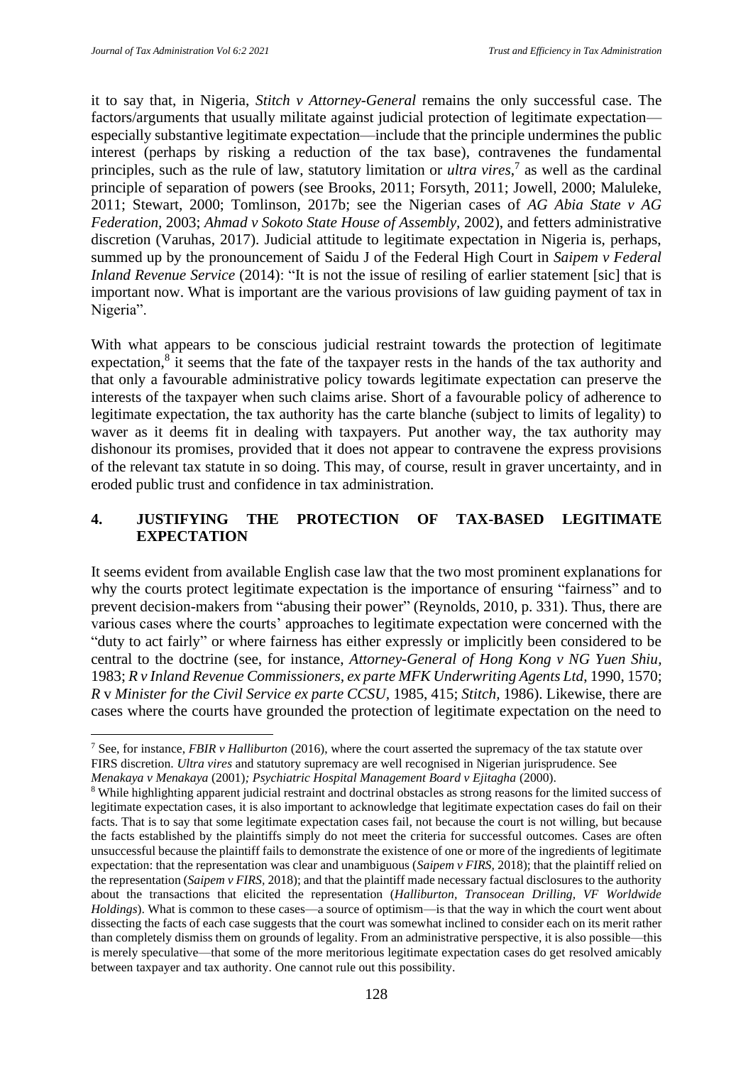it to say that, in Nigeria, *Stitch v Attorney-General* remains the only successful case. The factors/arguments that usually militate against judicial protection of legitimate expectation—especially substantive legitimate expectation—include that the principle undermines the public interest (perhaps by risking a reduction of the tax base), contravenes the fundamental principles, such as the rule of law, statutory limitation or *ultra vires*,[7] as well as the cardinal principle of separation of powers (see Brooks, 2011; Forsyth, 2011; Jowell, 2000; Maluleke, 2011; Stewart, 2000; Tomlinson, 2017b; see the Nigerian cases of *AG Abia State v AG Federation,* 2003; *Ahmad v Sokoto State House of Assembly,* 2002), and fetters administrative discretion (Varuhas, 2017). Judicial attitude to legitimate expectation in Nigeria is, perhaps, summed up by the pronouncement of Saidu J of the Federal High Court in *Saipem v Federal Inland Revenue Service* (2014): "It is not the issue of resiling of earlier statement [sic] that is important now. What is important are the various provisions of law guiding payment of tax in Nigeria".

With what appears to be conscious judicial restraint towards the protection of legitimate expectation,[8] it seems that the fate of the taxpayer rests in the hands of the tax authority and that only a favourable administrative policy towards legitimate expectation can preserve the interests of the taxpayer when such claims arise. Short of a favourable policy of adherence to legitimate expectation, the tax authority has the carte blanche (subject to limits of legality) to waver as it deems fit in dealing with taxpayers. Put another way, the tax authority may dishonour its promises, provided that it does not appear to contravene the express provisions of the relevant tax statute in so doing. This may, of course, result in graver uncertainty, and in eroded public trust and confidence in tax administration.

## 4. JUSTIFYING THE PROTECTION OF TAX-BASED LEGITIMATE EXPECTATION

It seems evident from available English case law that the two most prominent explanations for why the courts protect legitimate expectation is the importance of ensuring "fairness" and to prevent decision-makers from "abusing their power" (Reynolds, 2010, p. 331). Thus, there are various cases where the courts' approaches to legitimate expectation were concerned with the "duty to act fairly" or where fairness has either expressly or implicitly been considered to be central to the doctrine (see, for instance, *Attorney-General of Hong Kong v NG Yuen Shiu,* 1983; *R v Inland Revenue Commissioners, ex parte MFK Underwriting Agents Ltd,* 1990, 1570; *R* v *Minister for the Civil Service ex parte CCSU,* 1985, 415; *Stitch,* 1986). Likewise, there are cases where the courts have grounded the protection of legitimate expectation on the need to

---

[7] See, for instance, *FBIR v Halliburton* (2016), where the court asserted the supremacy of the tax statute over FIRS discretion. *Ultra vires* and statutory supremacy are well recognised in Nigerian jurisprudence. See *Menakaya v Menakaya* (2001)*; Psychiatric Hospital Management Board v Ejitagha* (2000).

[8] While highlighting apparent judicial restraint and doctrinal obstacles as strong reasons for the limited success of legitimate expectation cases, it is also important to acknowledge that legitimate expectation cases do fail on their facts. That is to say that some legitimate expectation cases fail, not because the court is not willing, but because the facts established by the plaintiffs simply do not meet the criteria for successful outcomes. Cases are often unsuccessful because the plaintiff fails to demonstrate the existence of one or more of the ingredients of legitimate expectation: that the representation was clear and unambiguous (*Saipem v FIRS,* 2018); that the plaintiff relied on the representation (*Saipem v FIRS,* 2018); and that the plaintiff made necessary factual disclosures to the authority about the transactions that elicited the representation (*Halliburton, Transocean Drilling, VF Worldwide Holdings*). What is common to these cases—a source of optimism—is that the way in which the court went about dissecting the facts of each case suggests that the court was somewhat inclined to consider each on its merit rather than completely dismiss them on grounds of legality. From an administrative perspective, it is also possible—this is merely speculative—that some of the more meritorious legitimate expectation cases do get resolved amicably between taxpayer and tax authority. One cannot rule out this possibility.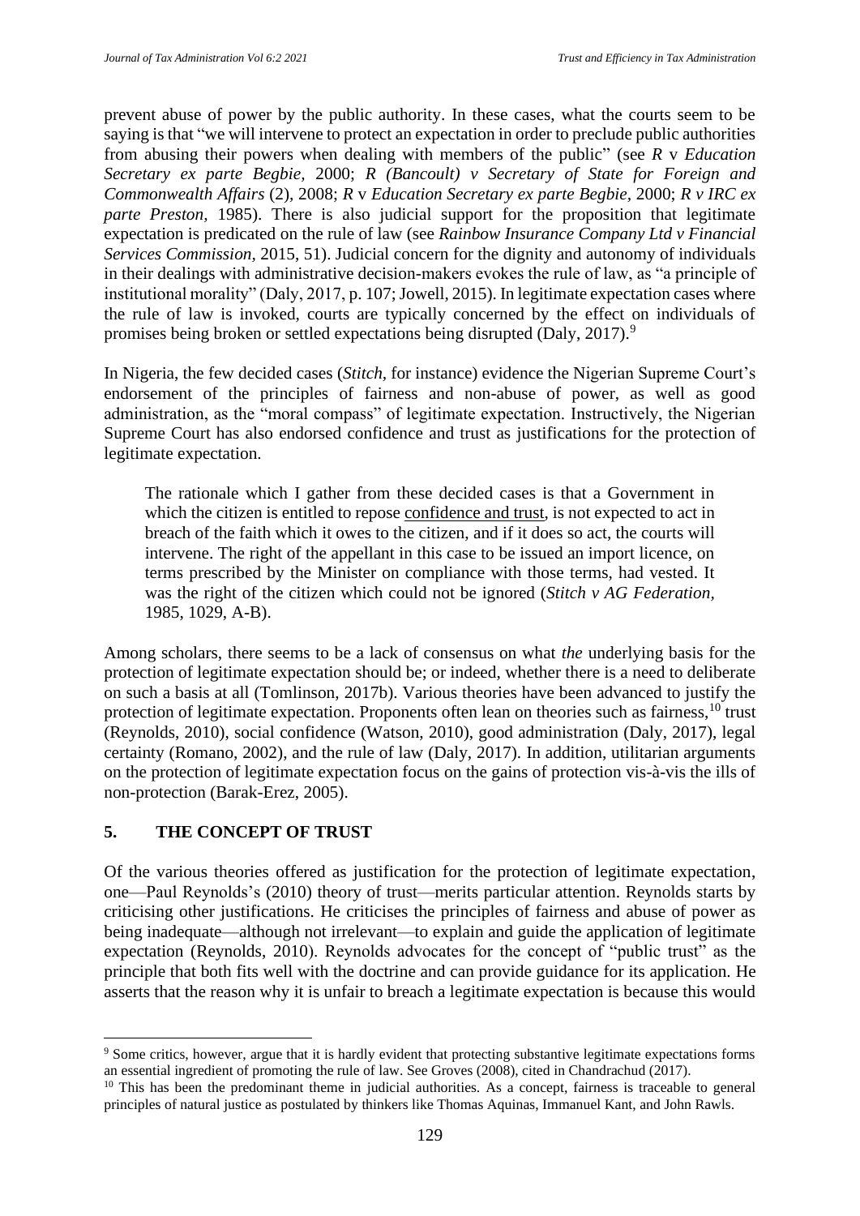prevent abuse of power by the public authority. In these cases, what the courts seem to be saying is that "we will intervene to protect an expectation in order to preclude public authorities from abusing their powers when dealing with members of the public" (see *R* v *Education Secretary ex parte Begbie,* 2000; *R (Bancoult) v Secretary of State for Foreign and Commonwealth Affairs* (2), 2008; *R* v *Education Secretary ex parte Begbie,* 2000; *R v IRC ex parte Preston,* 1985). There is also judicial support for the proposition that legitimate expectation is predicated on the rule of law (see *Rainbow Insurance Company Ltd v Financial Services Commission*, 2015, 51). Judicial concern for the dignity and autonomy of individuals in their dealings with administrative decision-makers evokes the rule of law, as "a principle of institutional morality" (Daly, 2017, p. 107; Jowell, 2015). In legitimate expectation cases where the rule of law is invoked, courts are typically concerned by the effect on individuals of promises being broken or settled expectations being disrupted (Daly, 2017).[9]

In Nigeria, the few decided cases (*Stitch*, for instance) evidence the Nigerian Supreme Court's endorsement of the principles of fairness and non-abuse of power, as well as good administration, as the "moral compass" of legitimate expectation. Instructively, the Nigerian Supreme Court has also endorsed confidence and trust as justifications for the protection of legitimate expectation.

> The rationale which I gather from these decided cases is that a Government in which the citizen is entitled to repose <u>confidence and trust</u>, is not expected to act in breach of the faith which it owes to the citizen, and if it does so act, the courts will intervene. The right of the appellant in this case to be issued an import licence, on terms prescribed by the Minister on compliance with those terms, had vested. It was the right of the citizen which could not be ignored (*Stitch v AG Federation*, 1985, 1029, A-B).

Among scholars, there seems to be a lack of consensus on what *the* underlying basis for the protection of legitimate expectation should be; or indeed, whether there is a need to deliberate on such a basis at all (Tomlinson, 2017b). Various theories have been advanced to justify the protection of legitimate expectation. Proponents often lean on theories such as fairness,[10] trust (Reynolds, 2010), social confidence (Watson, 2010), good administration (Daly, 2017), legal certainty (Romano, 2002), and the rule of law (Daly, 2017). In addition, utilitarian arguments on the protection of legitimate expectation focus on the gains of protection vis-à-vis the ills of non-protection (Barak-Erez, 2005).

## 5. THE CONCEPT OF TRUST

Of the various theories offered as justification for the protection of legitimate expectation, one—Paul Reynolds's (2010) theory of trust—merits particular attention. Reynolds starts by criticising other justifications. He criticises the principles of fairness and abuse of power as being inadequate—although not irrelevant—to explain and guide the application of legitimate expectation (Reynolds, 2010). Reynolds advocates for the concept of "public trust" as the principle that both fits well with the doctrine and can provide guidance for its application. He asserts that the reason why it is unfair to breach a legitimate expectation is because this would

---

[9] Some critics, however, argue that it is hardly evident that protecting substantive legitimate expectations forms an essential ingredient of promoting the rule of law. See Groves (2008), cited in Chandrachud (2017).

[10] This has been the predominant theme in judicial authorities. As a concept, fairness is traceable to general principles of natural justice as postulated by thinkers like Thomas Aquinas, Immanuel Kant, and John Rawls.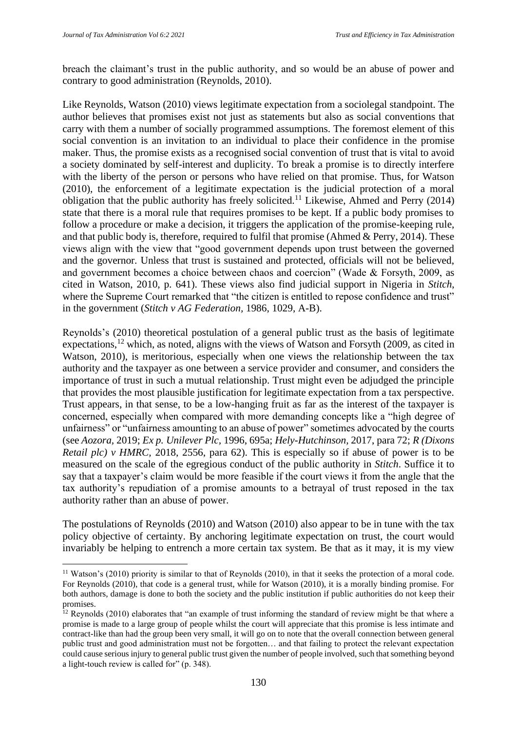breach the claimant's trust in the public authority, and so would be an abuse of power and contrary to good administration (Reynolds, 2010).

Like Reynolds, Watson (2010) views legitimate expectation from a sociolegal standpoint. The author believes that promises exist not just as statements but also as social conventions that carry with them a number of socially programmed assumptions. The foremost element of this social convention is an invitation to an individual to place their confidence in the promise maker. Thus, the promise exists as a recognised social convention of trust that is vital to avoid a society dominated by self-interest and duplicity. To break a promise is to directly interfere with the liberty of the person or persons who have relied on that promise. Thus, for Watson (2010), the enforcement of a legitimate expectation is the judicial protection of a moral obligation that the public authority has freely solicited.[11] Likewise, Ahmed and Perry (2014) state that there is a moral rule that requires promises to be kept. If a public body promises to follow a procedure or make a decision, it triggers the application of the promise-keeping rule, and that public body is, therefore, required to fulfil that promise (Ahmed & Perry, 2014). These views align with the view that "good government depends upon trust between the governed and the governor. Unless that trust is sustained and protected, officials will not be believed, and government becomes a choice between chaos and coercion" (Wade & Forsyth, 2009, as cited in Watson, 2010, p. 641). These views also find judicial support in Nigeria in *Stitch*, where the Supreme Court remarked that "the citizen is entitled to repose confidence and trust" in the government (*Stitch v AG Federation,* 1986, 1029, A-B).

Reynolds's (2010) theoretical postulation of a general public trust as the basis of legitimate expectations,[12] which, as noted, aligns with the views of Watson and Forsyth (2009, as cited in Watson, 2010), is meritorious, especially when one views the relationship between the tax authority and the taxpayer as one between a service provider and consumer, and considers the importance of trust in such a mutual relationship. Trust might even be adjudged the principle that provides the most plausible justification for legitimate expectation from a tax perspective. Trust appears, in that sense, to be a low-hanging fruit as far as the interest of the taxpayer is concerned, especially when compared with more demanding concepts like a "high degree of unfairness" or "unfairness amounting to an abuse of power" sometimes advocated by the courts (see *Aozora,* 2019; *Ex p. Unilever Plc*, 1996, 695a; *Hely-Hutchinson,* 2017, para 72; *R (Dixons Retail plc) v HMRC,* 2018, 2556, para 62). This is especially so if abuse of power is to be measured on the scale of the egregious conduct of the public authority in *Stitch*. Suffice it to say that a taxpayer's claim would be more feasible if the court views it from the angle that the tax authority's repudiation of a promise amounts to a betrayal of trust reposed in the tax authority rather than an abuse of power.

The postulations of Reynolds (2010) and Watson (2010) also appear to be in tune with the tax policy objective of certainty. By anchoring legitimate expectation on trust, the court would invariably be helping to entrench a more certain tax system. Be that as it may, it is my view

---

[11] Watson's (2010) priority is similar to that of Reynolds (2010), in that it seeks the protection of a moral code. For Reynolds (2010), that code is a general trust, while for Watson (2010), it is a morally binding promise. For both authors, damage is done to both the society and the public institution if public authorities do not keep their promises.

[12] Reynolds (2010) elaborates that "an example of trust informing the standard of review might be that where a promise is made to a large group of people whilst the court will appreciate that this promise is less intimate and contract-like than had the group been very small, it will go on to note that the overall connection between general public trust and good administration must not be forgotten… and that failing to protect the relevant expectation could cause serious injury to general public trust given the number of people involved, such that something beyond a light-touch review is called for" (p. 348).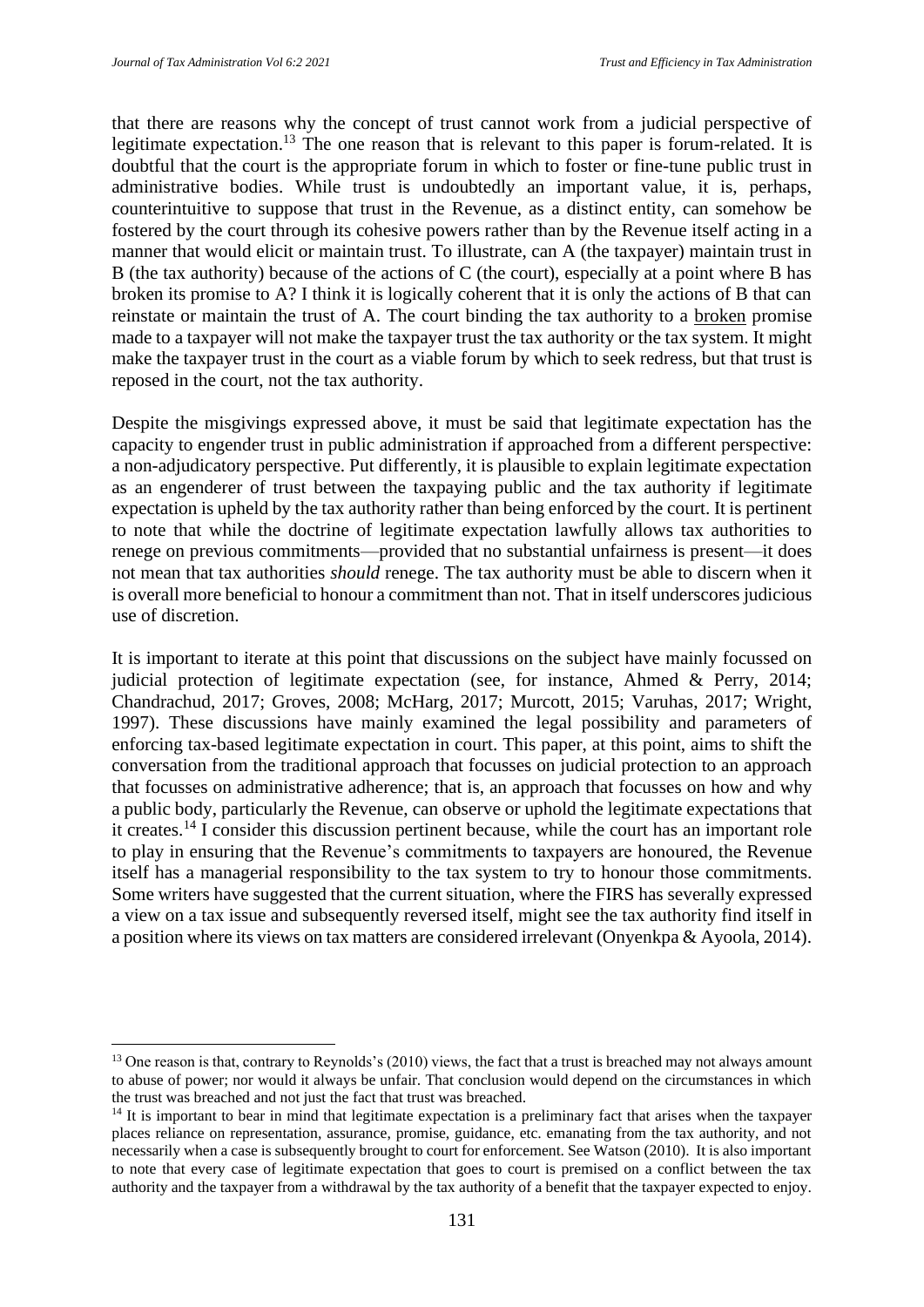that there are reasons why the concept of trust cannot work from a judicial perspective of legitimate expectation.[13] The one reason that is relevant to this paper is forum-related. It is doubtful that the court is the appropriate forum in which to foster or fine-tune public trust in administrative bodies. While trust is undoubtedly an important value, it is, perhaps, counterintuitive to suppose that trust in the Revenue, as a distinct entity, can somehow be fostered by the court through its cohesive powers rather than by the Revenue itself acting in a manner that would elicit or maintain trust. To illustrate, can A (the taxpayer) maintain trust in B (the tax authority) because of the actions of C (the court), especially at a point where B has broken its promise to A? I think it is logically coherent that it is only the actions of B that can reinstate or maintain the trust of A. The court binding the tax authority to a broken promise made to a taxpayer will not make the taxpayer trust the tax authority or the tax system. It might make the taxpayer trust in the court as a viable forum by which to seek redress, but that trust is reposed in the court, not the tax authority.

Despite the misgivings expressed above, it must be said that legitimate expectation has the capacity to engender trust in public administration if approached from a different perspective: a non-adjudicatory perspective. Put differently, it is plausible to explain legitimate expectation as an engenderer of trust between the taxpaying public and the tax authority if legitimate expectation is upheld by the tax authority rather than being enforced by the court. It is pertinent to note that while the doctrine of legitimate expectation lawfully allows tax authorities to renege on previous commitments—provided that no substantial unfairness is present—it does not mean that tax authorities *should* renege. The tax authority must be able to discern when it is overall more beneficial to honour a commitment than not. That in itself underscores judicious use of discretion.

It is important to iterate at this point that discussions on the subject have mainly focussed on judicial protection of legitimate expectation (see, for instance, Ahmed & Perry, 2014; Chandrachud, 2017; Groves, 2008; McHarg, 2017; Murcott, 2015; Varuhas, 2017; Wright, 1997). These discussions have mainly examined the legal possibility and parameters of enforcing tax-based legitimate expectation in court. This paper, at this point, aims to shift the conversation from the traditional approach that focusses on judicial protection to an approach that focusses on administrative adherence; that is, an approach that focusses on how and why a public body, particularly the Revenue, can observe or uphold the legitimate expectations that it creates.[14] I consider this discussion pertinent because, while the court has an important role to play in ensuring that the Revenue's commitments to taxpayers are honoured, the Revenue itself has a managerial responsibility to the tax system to try to honour those commitments. Some writers have suggested that the current situation, where the FIRS has severally expressed a view on a tax issue and subsequently reversed itself, might see the tax authority find itself in a position where its views on tax matters are considered irrelevant (Onyenkpa & Ayoola, 2014).

---

[13] One reason is that, contrary to Reynolds's (2010) views, the fact that a trust is breached may not always amount to abuse of power; nor would it always be unfair. That conclusion would depend on the circumstances in which the trust was breached and not just the fact that trust was breached.

[14] It is important to bear in mind that legitimate expectation is a preliminary fact that arises when the taxpayer places reliance on representation, assurance, promise, guidance, etc. emanating from the tax authority, and not necessarily when a case is subsequently brought to court for enforcement. See Watson (2010). It is also important to note that every case of legitimate expectation that goes to court is premised on a conflict between the tax authority and the taxpayer from a withdrawal by the tax authority of a benefit that the taxpayer expected to enjoy.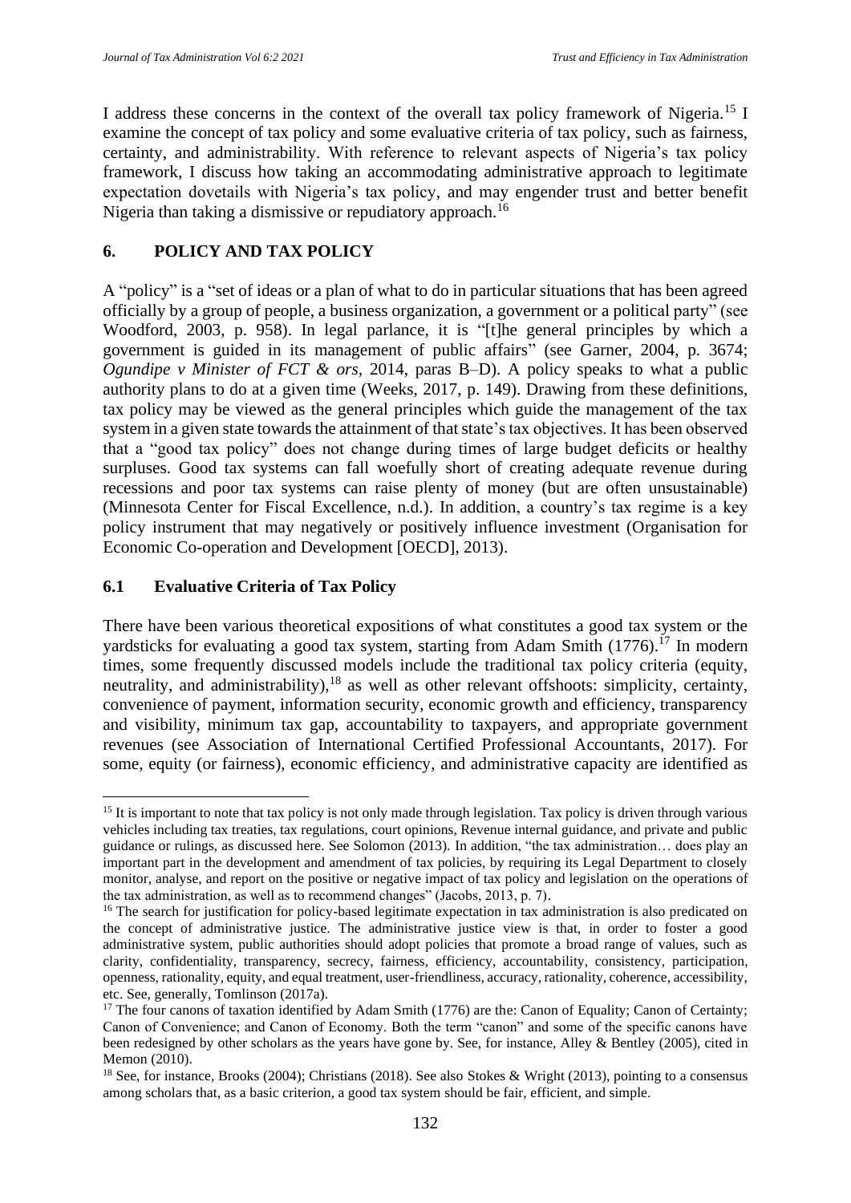I address these concerns in the context of the overall tax policy framework of Nigeria.[15] I examine the concept of tax policy and some evaluative criteria of tax policy, such as fairness, certainty, and administrability. With reference to relevant aspects of Nigeria's tax policy framework, I discuss how taking an accommodating administrative approach to legitimate expectation dovetails with Nigeria's tax policy, and may engender trust and better benefit Nigeria than taking a dismissive or repudiatory approach.[16]

## 6. POLICY AND TAX POLICY

A "policy" is a "set of ideas or a plan of what to do in particular situations that has been agreed officially by a group of people, a business organization, a government or a political party" (see Woodford, 2003, p. 958). In legal parlance, it is "[t]he general principles by which a government is guided in its management of public affairs" (see Garner, 2004, p. 3674; *Ogundipe v Minister of FCT & ors*, 2014, paras B–D). A policy speaks to what a public authority plans to do at a given time (Weeks, 2017, p. 149). Drawing from these definitions, tax policy may be viewed as the general principles which guide the management of the tax system in a given state towards the attainment of that state's tax objectives. It has been observed that a "good tax policy" does not change during times of large budget deficits or healthy surpluses. Good tax systems can fall woefully short of creating adequate revenue during recessions and poor tax systems can raise plenty of money (but are often unsustainable) (Minnesota Center for Fiscal Excellence, n.d.). In addition, a country's tax regime is a key policy instrument that may negatively or positively influence investment (Organisation for Economic Co-operation and Development [OECD], 2013).

### 6.1 Evaluative Criteria of Tax Policy

There have been various theoretical expositions of what constitutes a good tax system or the yardsticks for evaluating a good tax system, starting from Adam Smith (1776).[17] In modern times, some frequently discussed models include the traditional tax policy criteria (equity, neutrality, and administrability),[18] as well as other relevant offshoots: simplicity, certainty, convenience of payment, information security, economic growth and efficiency, transparency and visibility, minimum tax gap, accountability to taxpayers, and appropriate government revenues (see Association of International Certified Professional Accountants, 2017). For some, equity (or fairness), economic efficiency, and administrative capacity are identified as

---

[15] It is important to note that tax policy is not only made through legislation. Tax policy is driven through various vehicles including tax treaties, tax regulations, court opinions, Revenue internal guidance, and private and public guidance or rulings, as discussed here. See Solomon (2013). In addition, "the tax administration… does play an important part in the development and amendment of tax policies, by requiring its Legal Department to closely monitor, analyse, and report on the positive or negative impact of tax policy and legislation on the operations of the tax administration, as well as to recommend changes" (Jacobs, 2013, p. 7).

[16] The search for justification for policy-based legitimate expectation in tax administration is also predicated on the concept of administrative justice. The administrative justice view is that, in order to foster a good administrative system, public authorities should adopt policies that promote a broad range of values, such as clarity, confidentiality, transparency, secrecy, fairness, efficiency, accountability, consistency, participation, openness, rationality, equity, and equal treatment, user-friendliness, accuracy, rationality, coherence, accessibility, etc. See, generally, Tomlinson (2017a).

[17] The four canons of taxation identified by Adam Smith (1776) are the: Canon of Equality; Canon of Certainty; Canon of Convenience; and Canon of Economy. Both the term "canon" and some of the specific canons have been redesigned by other scholars as the years have gone by. See, for instance, Alley & Bentley (2005), cited in Memon (2010).

[18] See, for instance, Brooks (2004); Christians (2018). See also Stokes & Wright (2013), pointing to a consensus among scholars that, as a basic criterion, a good tax system should be fair, efficient, and simple.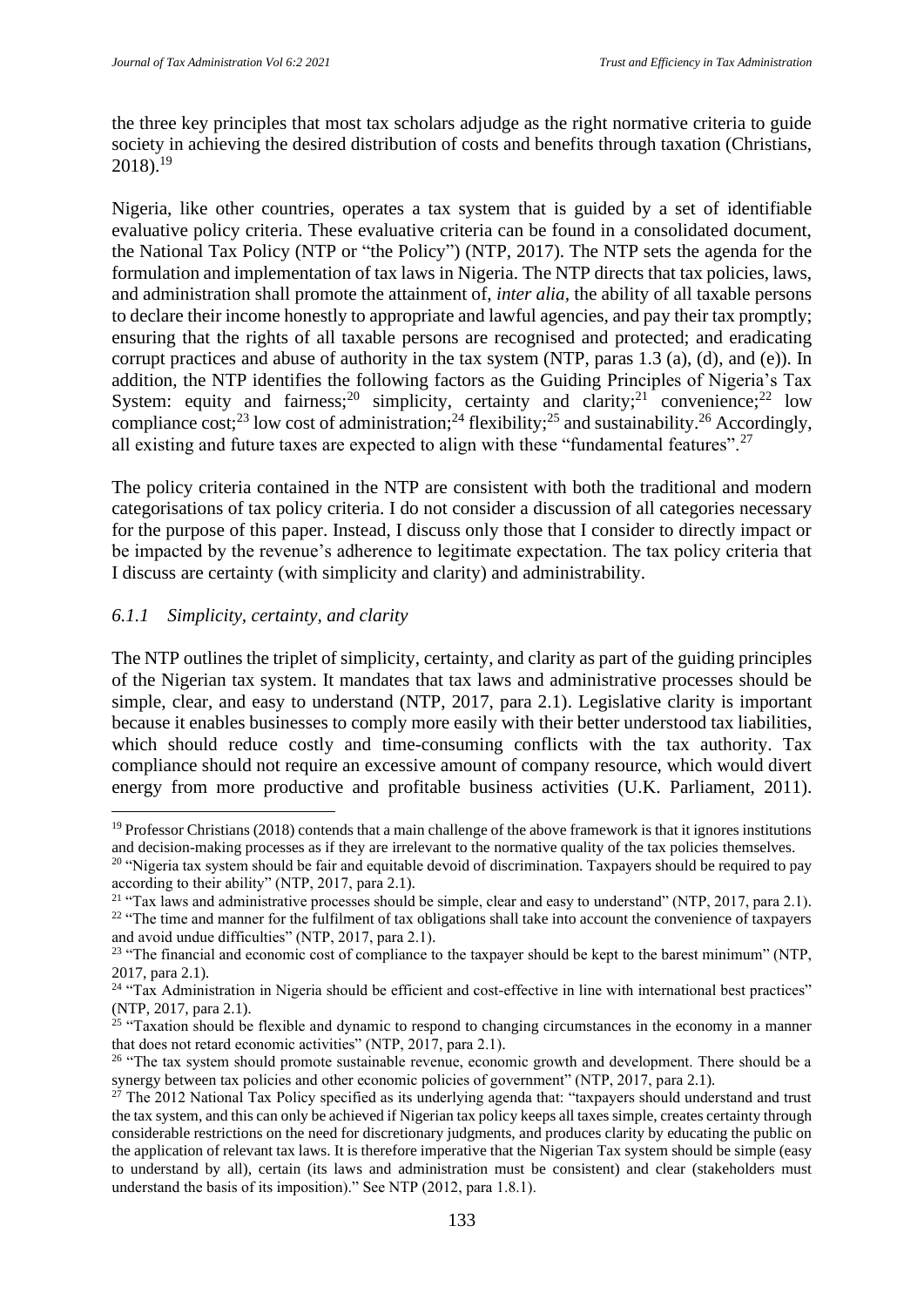the three key principles that most tax scholars adjudge as the right normative criteria to guide society in achieving the desired distribution of costs and benefits through taxation (Christians, 2018).[19]

Nigeria, like other countries, operates a tax system that is guided by a set of identifiable evaluative policy criteria. These evaluative criteria can be found in a consolidated document, the National Tax Policy (NTP or "the Policy") (NTP, 2017). The NTP sets the agenda for the formulation and implementation of tax laws in Nigeria. The NTP directs that tax policies, laws, and administration shall promote the attainment of, *inter alia*, the ability of all taxable persons to declare their income honestly to appropriate and lawful agencies, and pay their tax promptly; ensuring that the rights of all taxable persons are recognised and protected; and eradicating corrupt practices and abuse of authority in the tax system (NTP, paras 1.3 (a), (d), and (e)). In addition, the NTP identifies the following factors as the Guiding Principles of Nigeria's Tax System: equity and fairness;[20] simplicity, certainty and clarity;[21] convenience;[22] low compliance cost;[23] low cost of administration;[24] flexibility;[25] and sustainability.[26] Accordingly, all existing and future taxes are expected to align with these "fundamental features".[27]

The policy criteria contained in the NTP are consistent with both the traditional and modern categorisations of tax policy criteria. I do not consider a discussion of all categories necessary for the purpose of this paper. Instead, I discuss only those that I consider to directly impact or be impacted by the revenue's adherence to legitimate expectation. The tax policy criteria that I discuss are certainty (with simplicity and clarity) and administrability.

### *6.1.1 Simplicity, certainty, and clarity*

The NTP outlines the triplet of simplicity, certainty, and clarity as part of the guiding principles of the Nigerian tax system. It mandates that tax laws and administrative processes should be simple, clear, and easy to understand (NTP, 2017, para 2.1). Legislative clarity is important because it enables businesses to comply more easily with their better understood tax liabilities, which should reduce costly and time-consuming conflicts with the tax authority. Tax compliance should not require an excessive amount of company resource, which would divert energy from more productive and profitable business activities (U.K. Parliament, 2011).

---

[19] Professor Christians (2018) contends that a main challenge of the above framework is that it ignores institutions and decision-making processes as if they are irrelevant to the normative quality of the tax policies themselves.

[20] "Nigeria tax system should be fair and equitable devoid of discrimination. Taxpayers should be required to pay according to their ability" (NTP, 2017, para 2.1).

[21] "Tax laws and administrative processes should be simple, clear and easy to understand" (NTP, 2017, para 2.1).

[22] "The time and manner for the fulfilment of tax obligations shall take into account the convenience of taxpayers and avoid undue difficulties" (NTP, 2017, para 2.1).

[23] "The financial and economic cost of compliance to the taxpayer should be kept to the barest minimum" (NTP, 2017, para 2.1).

[24] "Tax Administration in Nigeria should be efficient and cost-effective in line with international best practices" (NTP, 2017, para 2.1).

[25] "Taxation should be flexible and dynamic to respond to changing circumstances in the economy in a manner that does not retard economic activities" (NTP, 2017, para 2.1).

[26] "The tax system should promote sustainable revenue, economic growth and development. There should be a synergy between tax policies and other economic policies of government" (NTP, 2017, para 2.1).

[27] The 2012 National Tax Policy specified as its underlying agenda that: "taxpayers should understand and trust the tax system, and this can only be achieved if Nigerian tax policy keeps all taxes simple, creates certainty through considerable restrictions on the need for discretionary judgments, and produces clarity by educating the public on the application of relevant tax laws. It is therefore imperative that the Nigerian Tax system should be simple (easy to understand by all), certain (its laws and administration must be consistent) and clear (stakeholders must understand the basis of its imposition)." See NTP (2012, para 1.8.1).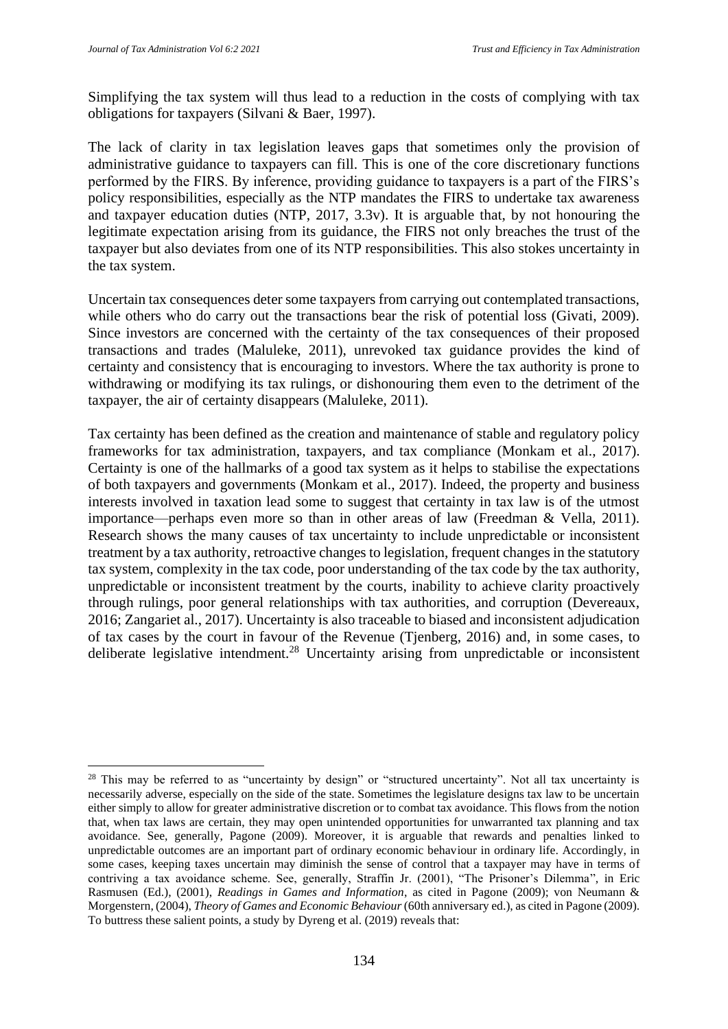Simplifying the tax system will thus lead to a reduction in the costs of complying with tax obligations for taxpayers (Silvani & Baer, 1997).

The lack of clarity in tax legislation leaves gaps that sometimes only the provision of administrative guidance to taxpayers can fill. This is one of the core discretionary functions performed by the FIRS. By inference, providing guidance to taxpayers is a part of the FIRS's policy responsibilities, especially as the NTP mandates the FIRS to undertake tax awareness and taxpayer education duties (NTP, 2017, 3.3v). It is arguable that, by not honouring the legitimate expectation arising from its guidance, the FIRS not only breaches the trust of the taxpayer but also deviates from one of its NTP responsibilities. This also stokes uncertainty in the tax system.

Uncertain tax consequences deter some taxpayers from carrying out contemplated transactions, while others who do carry out the transactions bear the risk of potential loss (Givati, 2009). Since investors are concerned with the certainty of the tax consequences of their proposed transactions and trades (Maluleke, 2011), unrevoked tax guidance provides the kind of certainty and consistency that is encouraging to investors. Where the tax authority is prone to withdrawing or modifying its tax rulings, or dishonouring them even to the detriment of the taxpayer, the air of certainty disappears (Maluleke, 2011).

Tax certainty has been defined as the creation and maintenance of stable and regulatory policy frameworks for tax administration, taxpayers, and tax compliance (Monkam et al., 2017). Certainty is one of the hallmarks of a good tax system as it helps to stabilise the expectations of both taxpayers and governments (Monkam et al., 2017). Indeed, the property and business interests involved in taxation lead some to suggest that certainty in tax law is of the utmost importance—perhaps even more so than in other areas of law (Freedman & Vella, 2011). Research shows the many causes of tax uncertainty to include unpredictable or inconsistent treatment by a tax authority, retroactive changes to legislation, frequent changes in the statutory tax system, complexity in the tax code, poor understanding of the tax code by the tax authority, unpredictable or inconsistent treatment by the courts, inability to achieve clarity proactively through rulings, poor general relationships with tax authorities, and corruption (Devereaux, 2016; Zangariet al., 2017). Uncertainty is also traceable to biased and inconsistent adjudication of tax cases by the court in favour of the Revenue (Tjenberg, 2016) and, in some cases, to deliberate legislative intendment.[28] Uncertainty arising from unpredictable or inconsistent

[28] This may be referred to as "uncertainty by design" or "structured uncertainty". Not all tax uncertainty is necessarily adverse, especially on the side of the state. Sometimes the legislature designs tax law to be uncertain either simply to allow for greater administrative discretion or to combat tax avoidance. This flows from the notion that, when tax laws are certain, they may open unintended opportunities for unwarranted tax planning and tax avoidance. See, generally, Pagone (2009). Moreover, it is arguable that rewards and penalties linked to unpredictable outcomes are an important part of ordinary economic behaviour in ordinary life. Accordingly, in some cases, keeping taxes uncertain may diminish the sense of control that a taxpayer may have in terms of contriving a tax avoidance scheme. See, generally, Straffin Jr. (2001), "The Prisoner's Dilemma", in Eric Rasmusen (Ed.), (2001), *Readings in Games and Information*, as cited in Pagone (2009); von Neumann & Morgenstern, (2004), *Theory of Games and Economic Behaviour* (60th anniversary ed.), as cited in Pagone (2009). To buttress these salient points, a study by Dyreng et al. (2019) reveals that: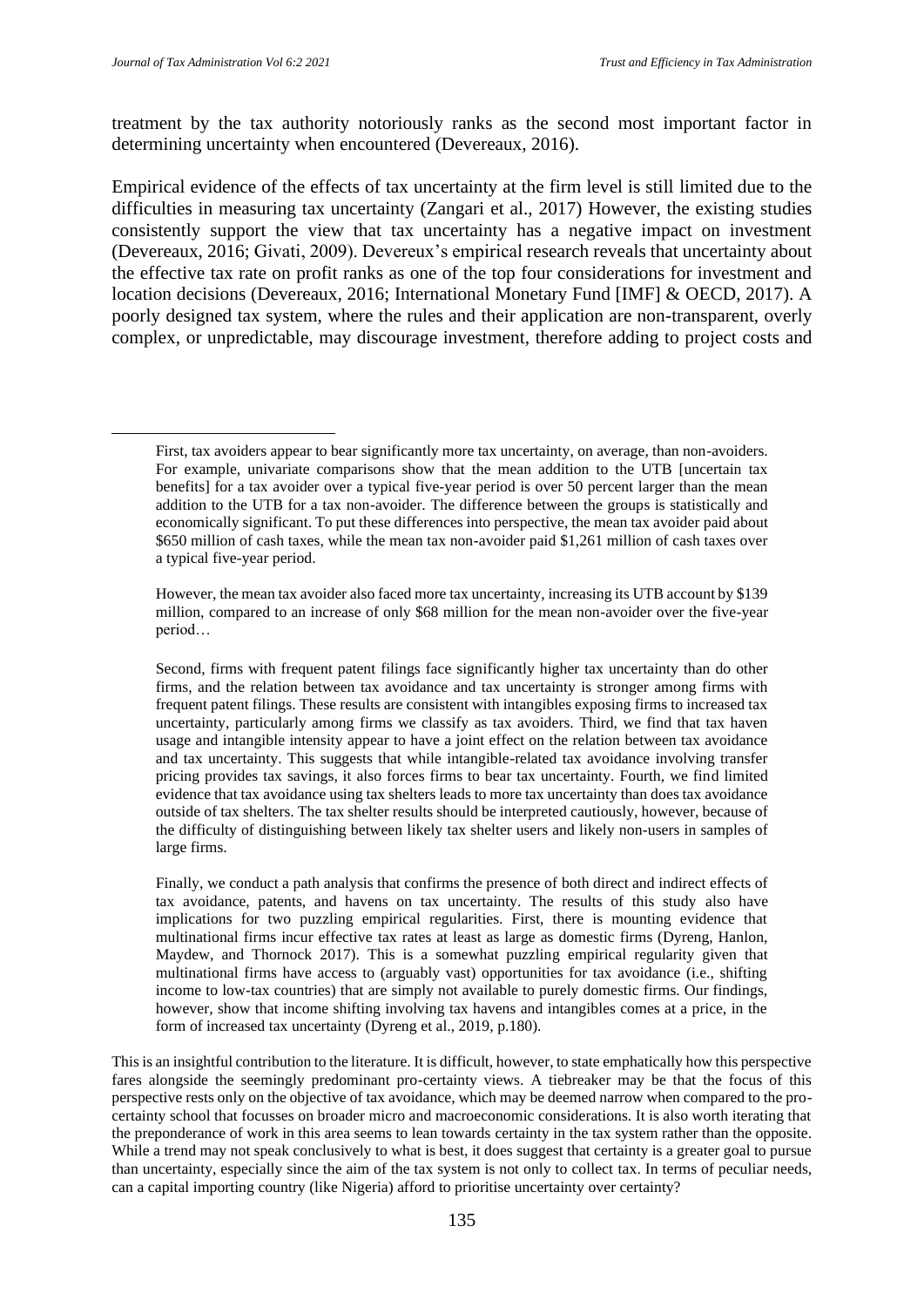treatment by the tax authority notoriously ranks as the second most important factor in determining uncertainty when encountered (Devereaux, 2016).

Empirical evidence of the effects of tax uncertainty at the firm level is still limited due to the difficulties in measuring tax uncertainty (Zangari et al., 2017) However, the existing studies consistently support the view that tax uncertainty has a negative impact on investment (Devereaux, 2016; Givati, 2009). Devereux's empirical research reveals that uncertainty about the effective tax rate on profit ranks as one of the top four considerations for investment and location decisions (Devereaux, 2016; International Monetary Fund [IMF] & OECD, 2017). A poorly designed tax system, where the rules and their application are non-transparent, overly complex, or unpredictable, may discourage investment, therefore adding to project costs and

---

> First, tax avoiders appear to bear significantly more tax uncertainty, on average, than non-avoiders. For example, univariate comparisons show that the mean addition to the UTB [uncertain tax benefits] for a tax avoider over a typical five-year period is over 50 percent larger than the mean addition to the UTB for a tax non-avoider. The difference between the groups is statistically and economically significant. To put these differences into perspective, the mean tax avoider paid about $650 million of cash taxes, while the mean tax non-avoider paid $1,261 million of cash taxes over a typical five-year period.
>
> However, the mean tax avoider also faced more tax uncertainty, increasing its UTB account by $139 million, compared to an increase of only $68 million for the mean non-avoider over the five-year period…
>
> Second, firms with frequent patent filings face significantly higher tax uncertainty than do other firms, and the relation between tax avoidance and tax uncertainty is stronger among firms with frequent patent filings. These results are consistent with intangibles exposing firms to increased tax uncertainty, particularly among firms we classify as tax avoiders. Third, we find that tax haven usage and intangible intensity appear to have a joint effect on the relation between tax avoidance and tax uncertainty. This suggests that while intangible-related tax avoidance involving transfer pricing provides tax savings, it also forces firms to bear tax uncertainty. Fourth, we find limited evidence that tax avoidance using tax shelters leads to more tax uncertainty than does tax avoidance outside of tax shelters. The tax shelter results should be interpreted cautiously, however, because of the difficulty of distinguishing between likely tax shelter users and likely non-users in samples of large firms.
>
> Finally, we conduct a path analysis that confirms the presence of both direct and indirect effects of tax avoidance, patents, and havens on tax uncertainty. The results of this study also have implications for two puzzling empirical regularities. First, there is mounting evidence that multinational firms incur effective tax rates at least as large as domestic firms (Dyreng, Hanlon, Maydew, and Thornock 2017). This is a somewhat puzzling empirical regularity given that multinational firms have access to (arguably vast) opportunities for tax avoidance (i.e., shifting income to low-tax countries) that are simply not available to purely domestic firms. Our findings, however, show that income shifting involving tax havens and intangibles comes at a price, in the form of increased tax uncertainty (Dyreng et al., 2019, p.180).

This is an insightful contribution to the literature. It is difficult, however, to state emphatically how this perspective fares alongside the seemingly predominant pro-certainty views. A tiebreaker may be that the focus of this perspective rests only on the objective of tax avoidance, which may be deemed narrow when compared to the pro-certainty school that focusses on broader micro and macroeconomic considerations. It is also worth iterating that the preponderance of work in this area seems to lean towards certainty in the tax system rather than the opposite. While a trend may not speak conclusively to what is best, it does suggest that certainty is a greater goal to pursue than uncertainty, especially since the aim of the tax system is not only to collect tax. In terms of peculiar needs, can a capital importing country (like Nigeria) afford to prioritise uncertainty over certainty?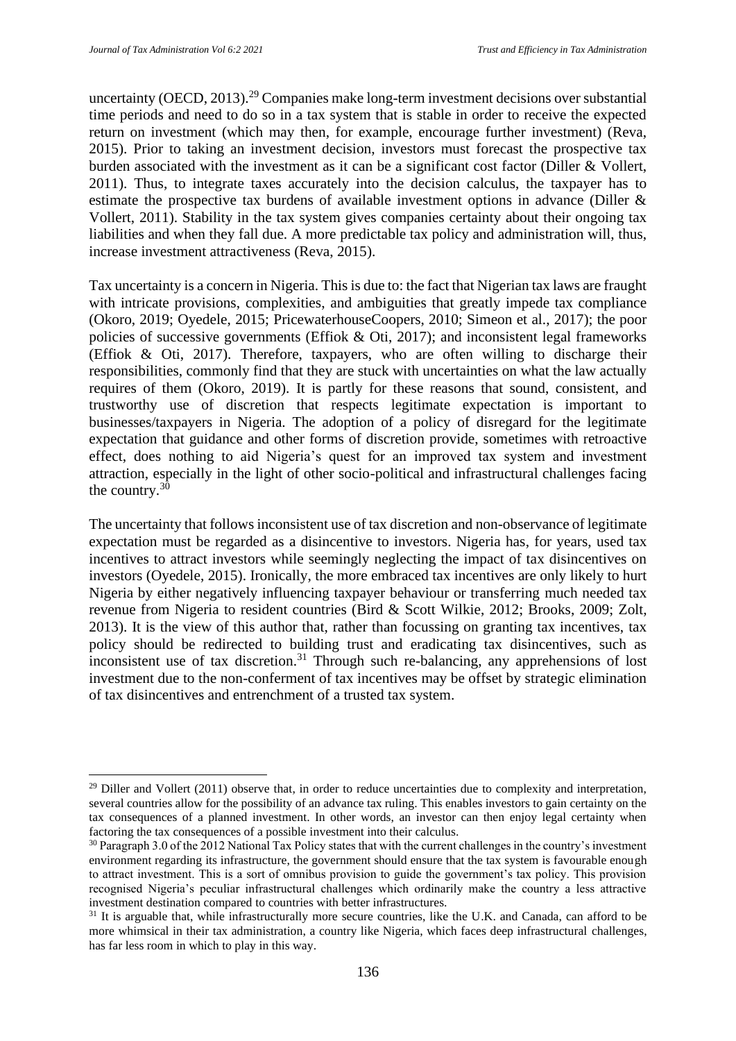uncertainty (OECD, 2013).[29] Companies make long-term investment decisions over substantial time periods and need to do so in a tax system that is stable in order to receive the expected return on investment (which may then, for example, encourage further investment) (Reva, 2015). Prior to taking an investment decision, investors must forecast the prospective tax burden associated with the investment as it can be a significant cost factor (Diller & Vollert, 2011). Thus, to integrate taxes accurately into the decision calculus, the taxpayer has to estimate the prospective tax burdens of available investment options in advance (Diller & Vollert, 2011). Stability in the tax system gives companies certainty about their ongoing tax liabilities and when they fall due. A more predictable tax policy and administration will, thus, increase investment attractiveness (Reva, 2015).

Tax uncertainty is a concern in Nigeria. This is due to: the fact that Nigerian tax laws are fraught with intricate provisions, complexities, and ambiguities that greatly impede tax compliance (Okoro, 2019; Oyedele, 2015; PricewaterhouseCoopers, 2010; Simeon et al., 2017); the poor policies of successive governments (Effiok & Oti, 2017); and inconsistent legal frameworks (Effiok & Oti, 2017). Therefore, taxpayers, who are often willing to discharge their responsibilities, commonly find that they are stuck with uncertainties on what the law actually requires of them (Okoro, 2019). It is partly for these reasons that sound, consistent, and trustworthy use of discretion that respects legitimate expectation is important to businesses/taxpayers in Nigeria. The adoption of a policy of disregard for the legitimate expectation that guidance and other forms of discretion provide, sometimes with retroactive effect, does nothing to aid Nigeria's quest for an improved tax system and investment attraction, especially in the light of other socio-political and infrastructural challenges facing the country.[30]

The uncertainty that follows inconsistent use of tax discretion and non-observance of legitimate expectation must be regarded as a disincentive to investors. Nigeria has, for years, used tax incentives to attract investors while seemingly neglecting the impact of tax disincentives on investors (Oyedele, 2015). Ironically, the more embraced tax incentives are only likely to hurt Nigeria by either negatively influencing taxpayer behaviour or transferring much needed tax revenue from Nigeria to resident countries (Bird & Scott Wilkie, 2012; Brooks, 2009; Zolt, 2013). It is the view of this author that, rather than focussing on granting tax incentives, tax policy should be redirected to building trust and eradicating tax disincentives, such as inconsistent use of tax discretion.[31] Through such re-balancing, any apprehensions of lost investment due to the non-conferment of tax incentives may be offset by strategic elimination of tax disincentives and entrenchment of a trusted tax system.

---

[29] Diller and Vollert (2011) observe that, in order to reduce uncertainties due to complexity and interpretation, several countries allow for the possibility of an advance tax ruling. This enables investors to gain certainty on the tax consequences of a planned investment. In other words, an investor can then enjoy legal certainty when factoring the tax consequences of a possible investment into their calculus.

[30] Paragraph 3.0 of the 2012 National Tax Policy states that with the current challenges in the country's investment environment regarding its infrastructure, the government should ensure that the tax system is favourable enough to attract investment. This is a sort of omnibus provision to guide the government's tax policy. This provision recognised Nigeria's peculiar infrastructural challenges which ordinarily make the country a less attractive investment destination compared to countries with better infrastructures.

[31] It is arguable that, while infrastructurally more secure countries, like the U.K. and Canada, can afford to be more whimsical in their tax administration, a country like Nigeria, which faces deep infrastructural challenges, has far less room in which to play in this way.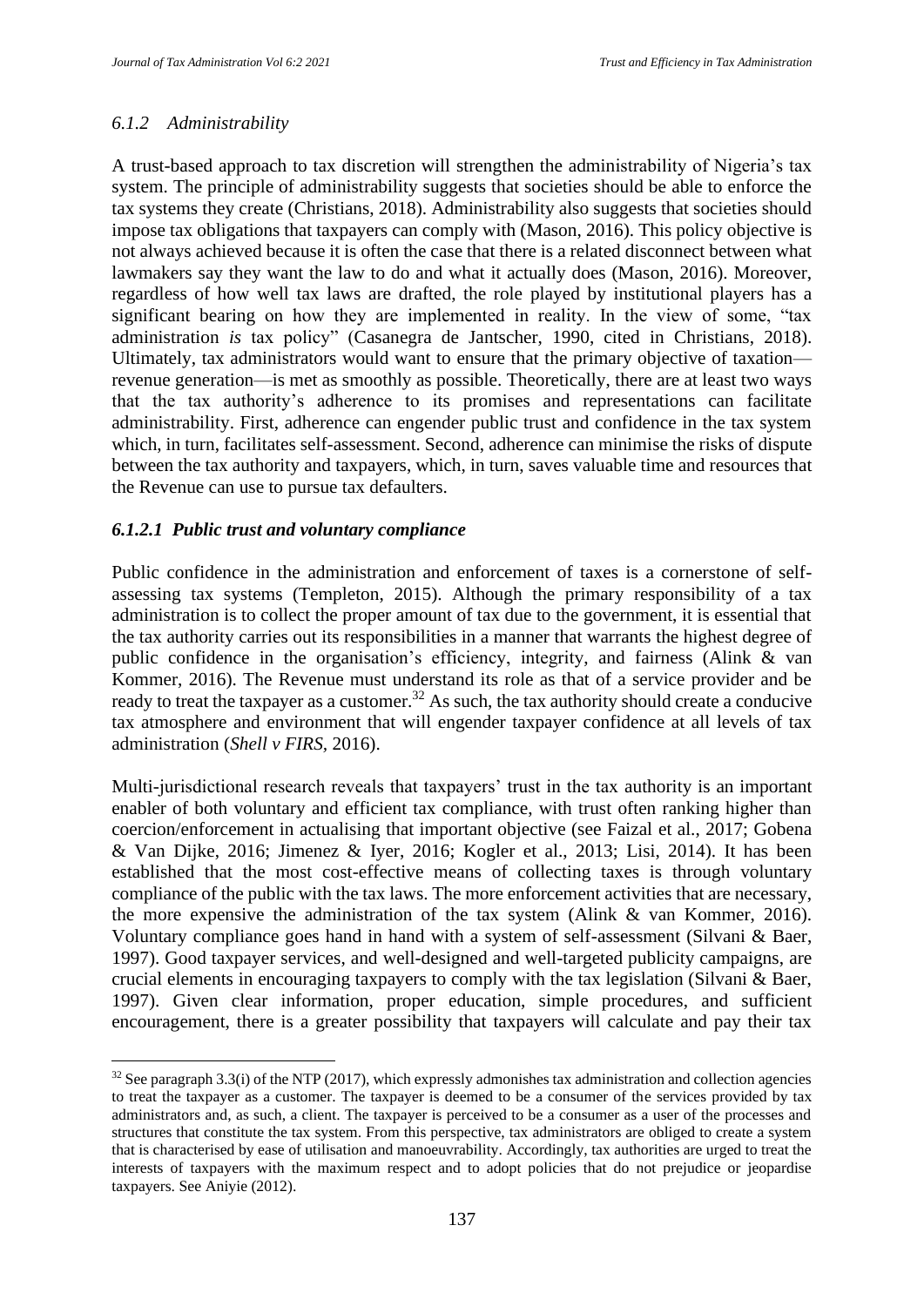### *6.1.2 Administrability*

A trust-based approach to tax discretion will strengthen the administrability of Nigeria's tax system. The principle of administrability suggests that societies should be able to enforce the tax systems they create (Christians, 2018). Administrability also suggests that societies should impose tax obligations that taxpayers can comply with (Mason, 2016). This policy objective is not always achieved because it is often the case that there is a related disconnect between what lawmakers say they want the law to do and what it actually does (Mason, 2016). Moreover, regardless of how well tax laws are drafted, the role played by institutional players has a significant bearing on how they are implemented in reality. In the view of some, "tax administration *is* tax policy" (Casanegra de Jantscher, 1990, cited in Christians, 2018). Ultimately, tax administrators would want to ensure that the primary objective of taxation—revenue generation—is met as smoothly as possible. Theoretically, there are at least two ways that the tax authority's adherence to its promises and representations can facilitate administrability. First, adherence can engender public trust and confidence in the tax system which, in turn, facilitates self-assessment. Second, adherence can minimise the risks of dispute between the tax authority and taxpayers, which, in turn, saves valuable time and resources that the Revenue can use to pursue tax defaulters.

#### *6.1.2.1 Public trust and voluntary compliance*

Public confidence in the administration and enforcement of taxes is a cornerstone of self-assessing tax systems (Templeton, 2015). Although the primary responsibility of a tax administration is to collect the proper amount of tax due to the government, it is essential that the tax authority carries out its responsibilities in a manner that warrants the highest degree of public confidence in the organisation's efficiency, integrity, and fairness (Alink & van Kommer, 2016). The Revenue must understand its role as that of a service provider and be ready to treat the taxpayer as a customer.[32] As such, the tax authority should create a conducive tax atmosphere and environment that will engender taxpayer confidence at all levels of tax administration (*Shell v FIRS*, 2016).

Multi-jurisdictional research reveals that taxpayers' trust in the tax authority is an important enabler of both voluntary and efficient tax compliance, with trust often ranking higher than coercion/enforcement in actualising that important objective (see Faizal et al., 2017; Gobena & Van Dijke, 2016; Jimenez & Iyer, 2016; Kogler et al., 2013; Lisi, 2014). It has been established that the most cost-effective means of collecting taxes is through voluntary compliance of the public with the tax laws. The more enforcement activities that are necessary, the more expensive the administration of the tax system (Alink & van Kommer, 2016). Voluntary compliance goes hand in hand with a system of self-assessment (Silvani & Baer, 1997). Good taxpayer services, and well-designed and well-targeted publicity campaigns, are crucial elements in encouraging taxpayers to comply with the tax legislation (Silvani & Baer, 1997). Given clear information, proper education, simple procedures, and sufficient encouragement, there is a greater possibility that taxpayers will calculate and pay their tax

---

[32] See paragraph 3.3(i) of the NTP (2017), which expressly admonishes tax administration and collection agencies to treat the taxpayer as a customer. The taxpayer is deemed to be a consumer of the services provided by tax administrators and, as such, a client. The taxpayer is perceived to be a consumer as a user of the processes and structures that constitute the tax system. From this perspective, tax administrators are obliged to create a system that is characterised by ease of utilisation and manoeuvrability. Accordingly, tax authorities are urged to treat the interests of taxpayers with the maximum respect and to adopt policies that do not prejudice or jeopardise taxpayers. See Aniyie (2012).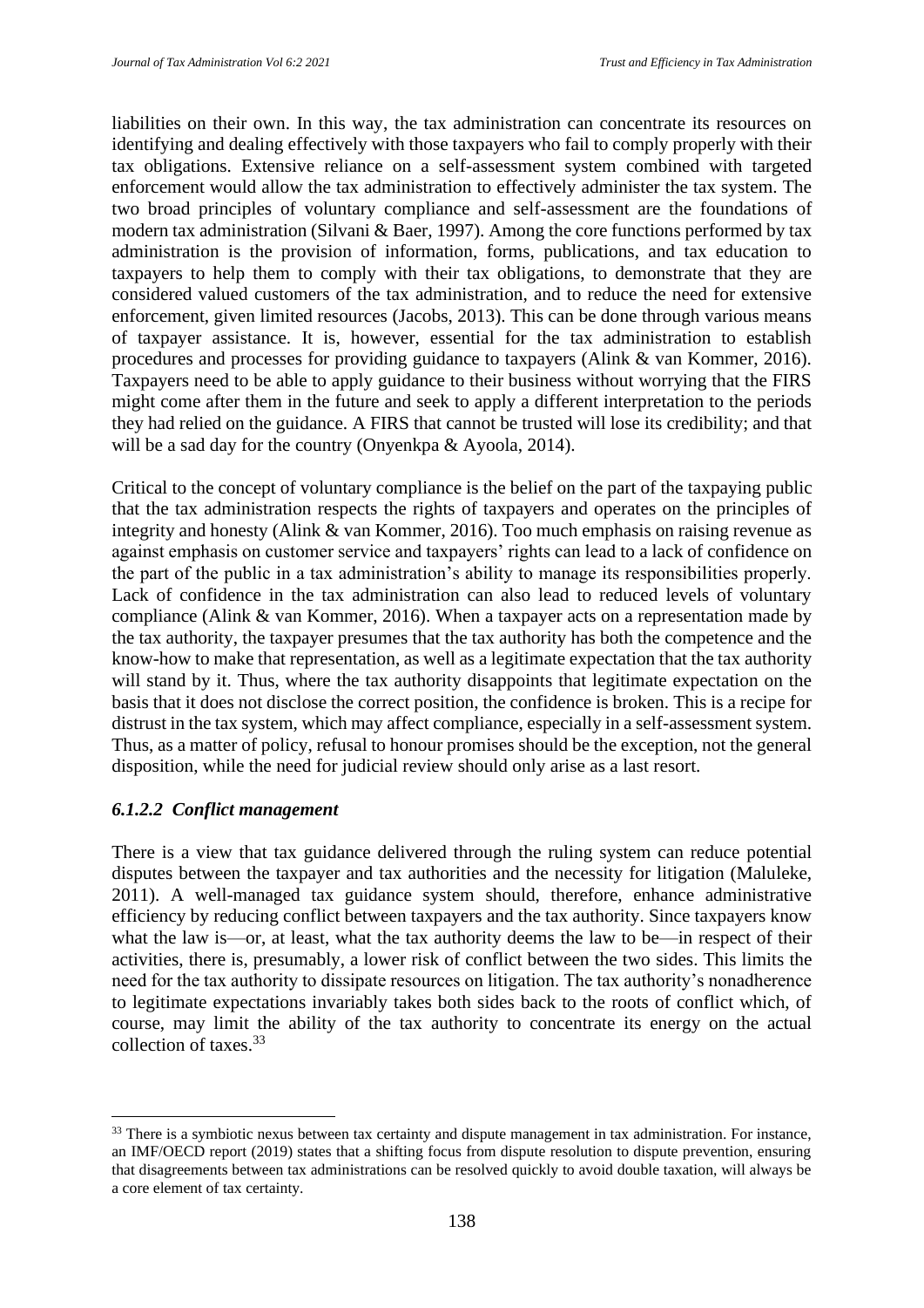liabilities on their own. In this way, the tax administration can concentrate its resources on identifying and dealing effectively with those taxpayers who fail to comply properly with their tax obligations. Extensive reliance on a self-assessment system combined with targeted enforcement would allow the tax administration to effectively administer the tax system. The two broad principles of voluntary compliance and self-assessment are the foundations of modern tax administration (Silvani & Baer, 1997). Among the core functions performed by tax administration is the provision of information, forms, publications, and tax education to taxpayers to help them to comply with their tax obligations, to demonstrate that they are considered valued customers of the tax administration, and to reduce the need for extensive enforcement, given limited resources (Jacobs, 2013). This can be done through various means of taxpayer assistance. It is, however, essential for the tax administration to establish procedures and processes for providing guidance to taxpayers (Alink & van Kommer, 2016). Taxpayers need to be able to apply guidance to their business without worrying that the FIRS might come after them in the future and seek to apply a different interpretation to the periods they had relied on the guidance. A FIRS that cannot be trusted will lose its credibility; and that will be a sad day for the country (Onyenkpa & Ayoola, 2014).

Critical to the concept of voluntary compliance is the belief on the part of the taxpaying public that the tax administration respects the rights of taxpayers and operates on the principles of integrity and honesty (Alink & van Kommer, 2016). Too much emphasis on raising revenue as against emphasis on customer service and taxpayers' rights can lead to a lack of confidence on the part of the public in a tax administration's ability to manage its responsibilities properly. Lack of confidence in the tax administration can also lead to reduced levels of voluntary compliance (Alink & van Kommer, 2016). When a taxpayer acts on a representation made by the tax authority, the taxpayer presumes that the tax authority has both the competence and the know-how to make that representation, as well as a legitimate expectation that the tax authority will stand by it. Thus, where the tax authority disappoints that legitimate expectation on the basis that it does not disclose the correct position, the confidence is broken. This is a recipe for distrust in the tax system, which may affect compliance, especially in a self-assessment system. Thus, as a matter of policy, refusal to honour promises should be the exception, not the general disposition, while the need for judicial review should only arise as a last resort.

#### *6.1.2.2 Conflict management*

There is a view that tax guidance delivered through the ruling system can reduce potential disputes between the taxpayer and tax authorities and the necessity for litigation (Maluleke, 2011). A well-managed tax guidance system should, therefore, enhance administrative efficiency by reducing conflict between taxpayers and the tax authority. Since taxpayers know what the law is—or, at least, what the tax authority deems the law to be—in respect of their activities, there is, presumably, a lower risk of conflict between the two sides. This limits the need for the tax authority to dissipate resources on litigation. The tax authority's nonadherence to legitimate expectations invariably takes both sides back to the roots of conflict which, of course, may limit the ability of the tax authority to concentrate its energy on the actual collection of taxes.[33]

[33] There is a symbiotic nexus between tax certainty and dispute management in tax administration. For instance, an IMF/OECD report (2019) states that a shifting focus from dispute resolution to dispute prevention, ensuring that disagreements between tax administrations can be resolved quickly to avoid double taxation, will always be a core element of tax certainty.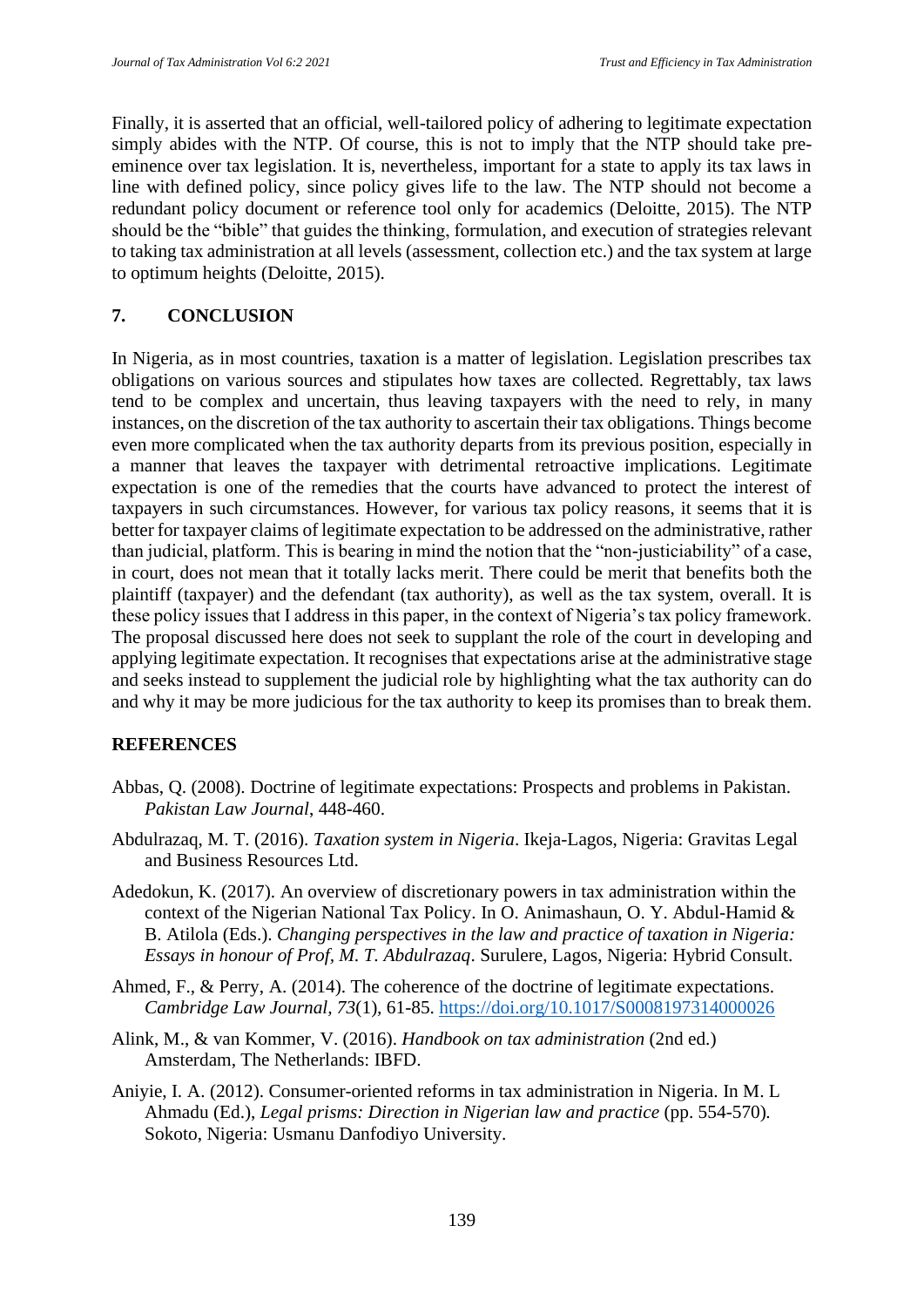Finally, it is asserted that an official, well-tailored policy of adhering to legitimate expectation simply abides with the NTP. Of course, this is not to imply that the NTP should take pre-eminence over tax legislation. It is, nevertheless, important for a state to apply its tax laws in line with defined policy, since policy gives life to the law. The NTP should not become a redundant policy document or reference tool only for academics (Deloitte, 2015). The NTP should be the "bible" that guides the thinking, formulation, and execution of strategies relevant to taking tax administration at all levels (assessment, collection etc.) and the tax system at large to optimum heights (Deloitte, 2015).

## 7. CONCLUSION

In Nigeria, as in most countries, taxation is a matter of legislation. Legislation prescribes tax obligations on various sources and stipulates how taxes are collected. Regrettably, tax laws tend to be complex and uncertain, thus leaving taxpayers with the need to rely, in many instances, on the discretion of the tax authority to ascertain their tax obligations. Things become even more complicated when the tax authority departs from its previous position, especially in a manner that leaves the taxpayer with detrimental retroactive implications. Legitimate expectation is one of the remedies that the courts have advanced to protect the interest of taxpayers in such circumstances. However, for various tax policy reasons, it seems that it is better for taxpayer claims of legitimate expectation to be addressed on the administrative, rather than judicial, platform. This is bearing in mind the notion that the "non-justiciability" of a case, in court, does not mean that it totally lacks merit. There could be merit that benefits both the plaintiff (taxpayer) and the defendant (tax authority), as well as the tax system, overall. It is these policy issues that I address in this paper, in the context of Nigeria's tax policy framework. The proposal discussed here does not seek to supplant the role of the court in developing and applying legitimate expectation. It recognises that expectations arise at the administrative stage and seeks instead to supplement the judicial role by highlighting what the tax authority can do and why it may be more judicious for the tax authority to keep its promises than to break them.

## REFERENCES

Abbas, Q. (2008). Doctrine of legitimate expectations: Prospects and problems in Pakistan. *Pakistan Law Journal*, 448-460.

Abdulrazaq, M. T. (2016). *Taxation system in Nigeria*. Ikeja-Lagos, Nigeria: Gravitas Legal and Business Resources Ltd.

Adedokun, K. (2017). An overview of discretionary powers in tax administration within the context of the Nigerian National Tax Policy. In O. Animashaun, O. Y. Abdul-Hamid & B. Atilola (Eds.). *Changing perspectives in the law and practice of taxation in Nigeria: Essays in honour of Prof, M. T. Abdulrazaq*. Surulere, Lagos, Nigeria: Hybrid Consult.

Ahmed, F., & Perry, A. (2014). The coherence of the doctrine of legitimate expectations. *Cambridge Law Journal*, *73*(1), 61-85. https://doi.org/10.1017/S0008197314000026

Alink, M., & van Kommer, V. (2016). *Handbook on tax administration* (2nd ed.) Amsterdam, The Netherlands: IBFD.

Aniyie, I. A. (2012). Consumer-oriented reforms in tax administration in Nigeria. In M. L Ahmadu (Ed.), *Legal prisms: Direction in Nigerian law and practice* (pp. 554-570). Sokoto, Nigeria: Usmanu Danfodiyo University.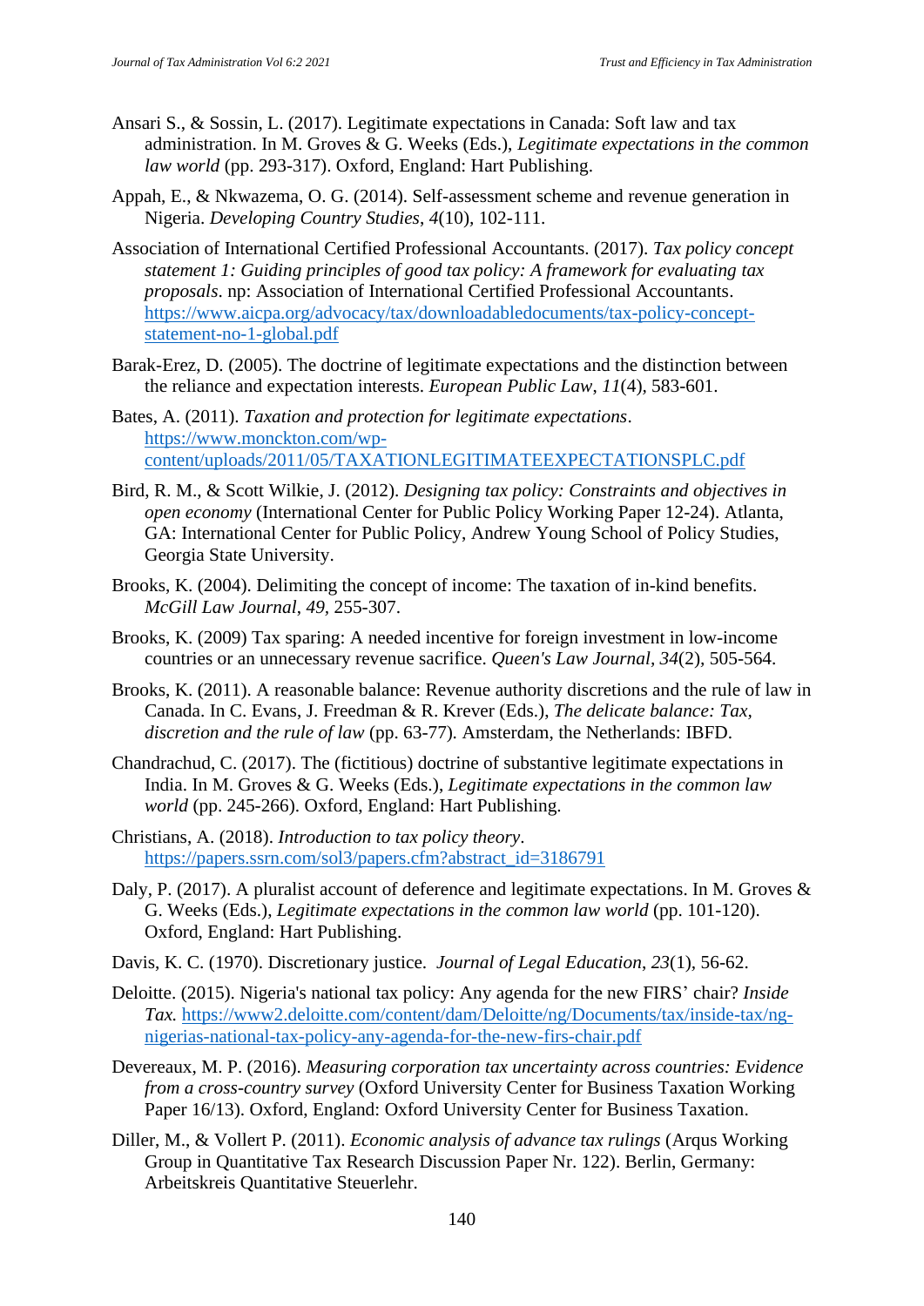Ansari S., & Sossin, L. (2017). Legitimate expectations in Canada: Soft law and tax administration. In M. Groves & G. Weeks (Eds.), *Legitimate expectations in the common law world* (pp. 293-317). Oxford, England: Hart Publishing.

Appah, E., & Nkwazema, O. G. (2014). Self-assessment scheme and revenue generation in Nigeria. *Developing Country Studies*, *4*(10), 102-111.

Association of International Certified Professional Accountants. (2017). *Tax policy concept statement 1: Guiding principles of good tax policy: A framework for evaluating tax proposals*. np: Association of International Certified Professional Accountants. https://www.aicpa.org/advocacy/tax/downloadabledocuments/tax-policy-concept-statement-no-1-global.pdf

Barak-Erez, D. (2005). The doctrine of legitimate expectations and the distinction between the reliance and expectation interests. *European Public Law*, *11*(4), 583-601.

Bates, A. (2011). *Taxation and protection for legitimate expectations*. https://www.monckton.com/wp-content/uploads/2011/05/TAXATIONLEGITIMATEEXPECTATIONSPLC.pdf

Bird, R. M., & Scott Wilkie, J. (2012). *Designing tax policy: Constraints and objectives in open economy* (International Center for Public Policy Working Paper 12-24). Atlanta, GA: International Center for Public Policy, Andrew Young School of Policy Studies, Georgia State University.

Brooks, K. (2004). Delimiting the concept of income: The taxation of in-kind benefits. *McGill Law Journal*, *49*, 255-307.

Brooks, K. (2009) Tax sparing: A needed incentive for foreign investment in low-income countries or an unnecessary revenue sacrifice. *Queen's Law Journal*, *34*(2), 505-564.

Brooks, K. (2011). A reasonable balance: Revenue authority discretions and the rule of law in Canada. In C. Evans, J. Freedman & R. Krever (Eds.), *The delicate balance: Tax, discretion and the rule of law* (pp. 63-77). Amsterdam, the Netherlands: IBFD.

Chandrachud, C. (2017). The (fictitious) doctrine of substantive legitimate expectations in India. In M. Groves & G. Weeks (Eds.), *Legitimate expectations in the common law world* (pp. 245-266). Oxford, England: Hart Publishing.

Christians, A. (2018). *Introduction to tax policy theory*. https://papers.ssrn.com/sol3/papers.cfm?abstract_id=3186791

Daly, P. (2017). A pluralist account of deference and legitimate expectations. In M. Groves & G. Weeks (Eds.), *Legitimate expectations in the common law world* (pp. 101-120). Oxford, England: Hart Publishing.

Davis, K. C. (1970). Discretionary justice. *Journal of Legal Education*, *23*(1), 56-62.

Deloitte. (2015). Nigeria's national tax policy: Any agenda for the new FIRS' chair? *Inside Tax.* https://www2.deloitte.com/content/dam/Deloitte/ng/Documents/tax/inside-tax/ng-nigerias-national-tax-policy-any-agenda-for-the-new-firs-chair.pdf

Devereaux, M. P. (2016). *Measuring corporation tax uncertainty across countries: Evidence from a cross-country survey* (Oxford University Center for Business Taxation Working Paper 16/13). Oxford, England: Oxford University Center for Business Taxation.

Diller, M., & Vollert P. (2011). *Economic analysis of advance tax rulings* (Arqus Working Group in Quantitative Tax Research Discussion Paper Nr. 122). Berlin, Germany: Arbeitskreis Quantitative Steuerlehr.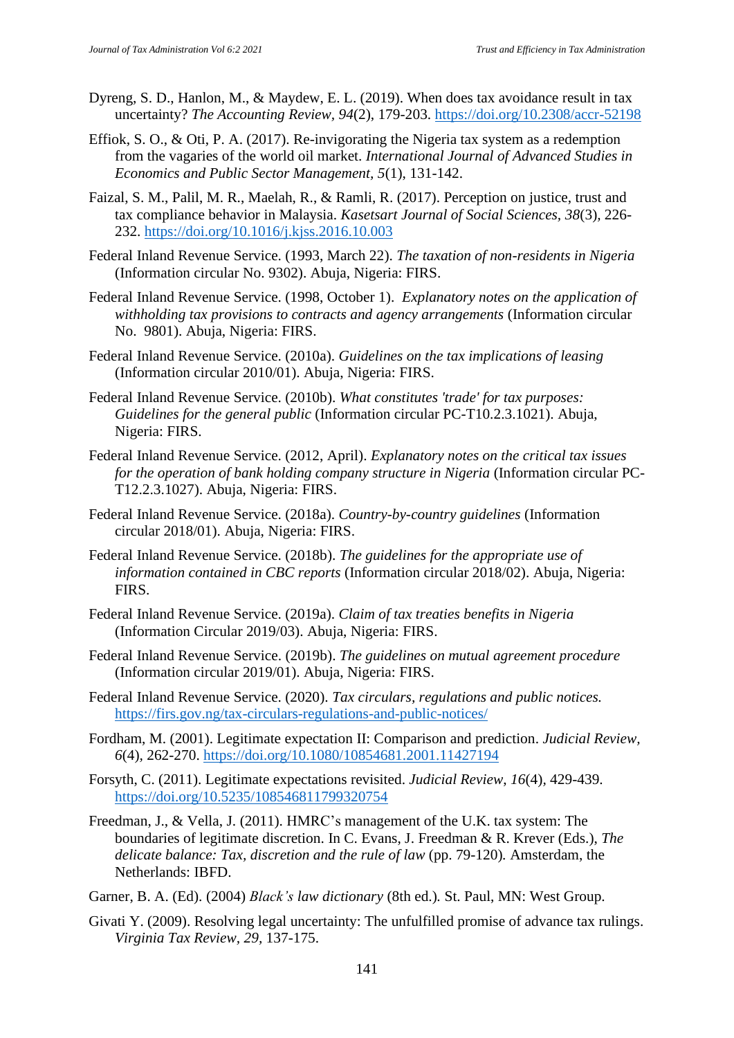Dyreng, S. D., Hanlon, M., & Maydew, E. L. (2019). When does tax avoidance result in tax uncertainty? *The Accounting Review*, *94*(2), 179-203. https://doi.org/10.2308/accr-52198

Effiok, S. O., & Oti, P. A. (2017). Re-invigorating the Nigeria tax system as a redemption from the vagaries of the world oil market. *International Journal of Advanced Studies in Economics and Public Sector Management, 5*(1), 131-142.

Faizal, S. M., Palil, M. R., Maelah, R., & Ramli, R. (2017). Perception on justice, trust and tax compliance behavior in Malaysia. *Kasetsart Journal of Social Sciences*, *38*(3), 226-232. https://doi.org/10.1016/j.kjss.2016.10.003

Federal Inland Revenue Service. (1993, March 22). *The taxation of non-residents in Nigeria* (Information circular No. 9302). Abuja, Nigeria: FIRS.

Federal Inland Revenue Service. (1998, October 1). *Explanatory notes on the application of withholding tax provisions to contracts and agency arrangements* (Information circular No. 9801). Abuja, Nigeria: FIRS.

Federal Inland Revenue Service. (2010a). *Guidelines on the tax implications of leasing* (Information circular 2010/01). Abuja, Nigeria: FIRS.

Federal Inland Revenue Service. (2010b). *What constitutes 'trade' for tax purposes: Guidelines for the general public* (Information circular PC-T10.2.3.1021). Abuja, Nigeria: FIRS.

Federal Inland Revenue Service. (2012, April). *Explanatory notes on the critical tax issues for the operation of bank holding company structure in Nigeria* (Information circular PC-T12.2.3.1027). Abuja, Nigeria: FIRS.

Federal Inland Revenue Service. (2018a). *Country-by-country guidelines* (Information circular 2018/01). Abuja, Nigeria: FIRS.

Federal Inland Revenue Service. (2018b). *The guidelines for the appropriate use of information contained in CBC reports* (Information circular 2018/02). Abuja, Nigeria: FIRS.

Federal Inland Revenue Service. (2019a). *Claim of tax treaties benefits in Nigeria* (Information Circular 2019/03). Abuja, Nigeria: FIRS.

Federal Inland Revenue Service. (2019b). *The guidelines on mutual agreement procedure* (Information circular 2019/01). Abuja, Nigeria: FIRS.

Federal Inland Revenue Service. (2020). *Tax circulars, regulations and public notices.* https://firs.gov.ng/tax-circulars-regulations-and-public-notices/

Fordham, M. (2001). Legitimate expectation II: Comparison and prediction. *Judicial Review*, *6*(4), 262-270. https://doi.org/10.1080/10854681.2001.11427194

Forsyth, C. (2011). Legitimate expectations revisited. *Judicial Review*, *16*(4), 429-439. https://doi.org/10.5235/108546811799320754

Freedman, J., & Vella, J. (2011). HMRC's management of the U.K. tax system: The boundaries of legitimate discretion. In C. Evans, J. Freedman & R. Krever (Eds.), *The delicate balance: Tax, discretion and the rule of law* (pp. 79-120). Amsterdam, the Netherlands: IBFD.

Garner, B. A. (Ed). (2004) *Black's law dictionary* (8th ed.). St. Paul, MN: West Group.

Givati Y. (2009). Resolving legal uncertainty: The unfulfilled promise of advance tax rulings. *Virginia Tax Review*, *29*, 137-175.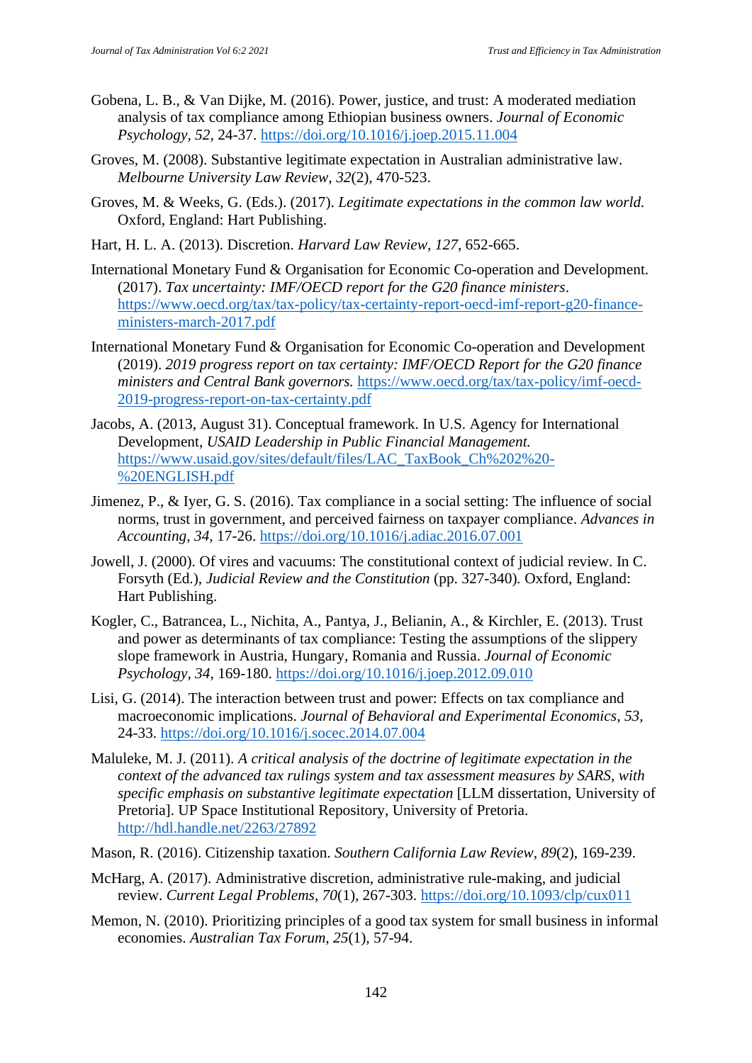Gobena, L. B., & Van Dijke, M. (2016). Power, justice, and trust: A moderated mediation analysis of tax compliance among Ethiopian business owners. *Journal of Economic Psychology*, *52*, 24-37. https://doi.org/10.1016/j.joep.2015.11.004

Groves, M. (2008). Substantive legitimate expectation in Australian administrative law. *Melbourne University Law Review*, *32*(2), 470-523.

Groves, M. & Weeks, G. (Eds.). (2017). *Legitimate expectations in the common law world.* Oxford, England: Hart Publishing.

Hart, H. L. A. (2013). Discretion. *Harvard Law Review*, *127*, 652-665.

International Monetary Fund & Organisation for Economic Co-operation and Development. (2017). *Tax uncertainty: IMF/OECD report for the G20 finance ministers*. https://www.oecd.org/tax/tax-policy/tax-certainty-report-oecd-imf-report-g20-finance-ministers-march-2017.pdf

International Monetary Fund & Organisation for Economic Co-operation and Development (2019). *2019 progress report on tax certainty: IMF/OECD Report for the G20 finance ministers and Central Bank governors.* https://www.oecd.org/tax/tax-policy/imf-oecd-2019-progress-report-on-tax-certainty.pdf

Jacobs, A. (2013, August 31). Conceptual framework. In U.S. Agency for International Development, *USAID Leadership in Public Financial Management.* https://www.usaid.gov/sites/default/files/LAC_TaxBook_Ch%202%20-%20ENGLISH.pdf

Jimenez, P., & Iyer, G. S. (2016). Tax compliance in a social setting: The influence of social norms, trust in government, and perceived fairness on taxpayer compliance. *Advances in Accounting*, *34*, 17-26. https://doi.org/10.1016/j.adiac.2016.07.001

Jowell, J. (2000). Of vires and vacuums: The constitutional context of judicial review. In C. Forsyth (Ed.), *Judicial Review and the Constitution* (pp. 327-340). Oxford, England: Hart Publishing.

Kogler, C., Batrancea, L., Nichita, A., Pantya, J., Belianin, A., & Kirchler, E. (2013). Trust and power as determinants of tax compliance: Testing the assumptions of the slippery slope framework in Austria, Hungary, Romania and Russia. *Journal of Economic Psychology*, *34*, 169-180. https://doi.org/10.1016/j.joep.2012.09.010

Lisi, G. (2014). The interaction between trust and power: Effects on tax compliance and macroeconomic implications. *Journal of Behavioral and Experimental Economics*, *53*, 24-33. https://doi.org/10.1016/j.socec.2014.07.004

Maluleke, M. J. (2011). *A critical analysis of the doctrine of legitimate expectation in the context of the advanced tax rulings system and tax assessment measures by SARS, with specific emphasis on substantive legitimate expectation* [LLM dissertation, University of Pretoria]. UP Space Institutional Repository, University of Pretoria. http://hdl.handle.net/2263/27892

Mason, R. (2016). Citizenship taxation. *Southern California Law Review*, *89*(2), 169-239.

McHarg, A. (2017). Administrative discretion, administrative rule-making, and judicial review. *Current Legal Problems*, *70*(1), 267-303. https://doi.org/10.1093/clp/cux011

Memon, N. (2010). Prioritizing principles of a good tax system for small business in informal economies. *Australian Tax Forum*, *25*(1), 57-94.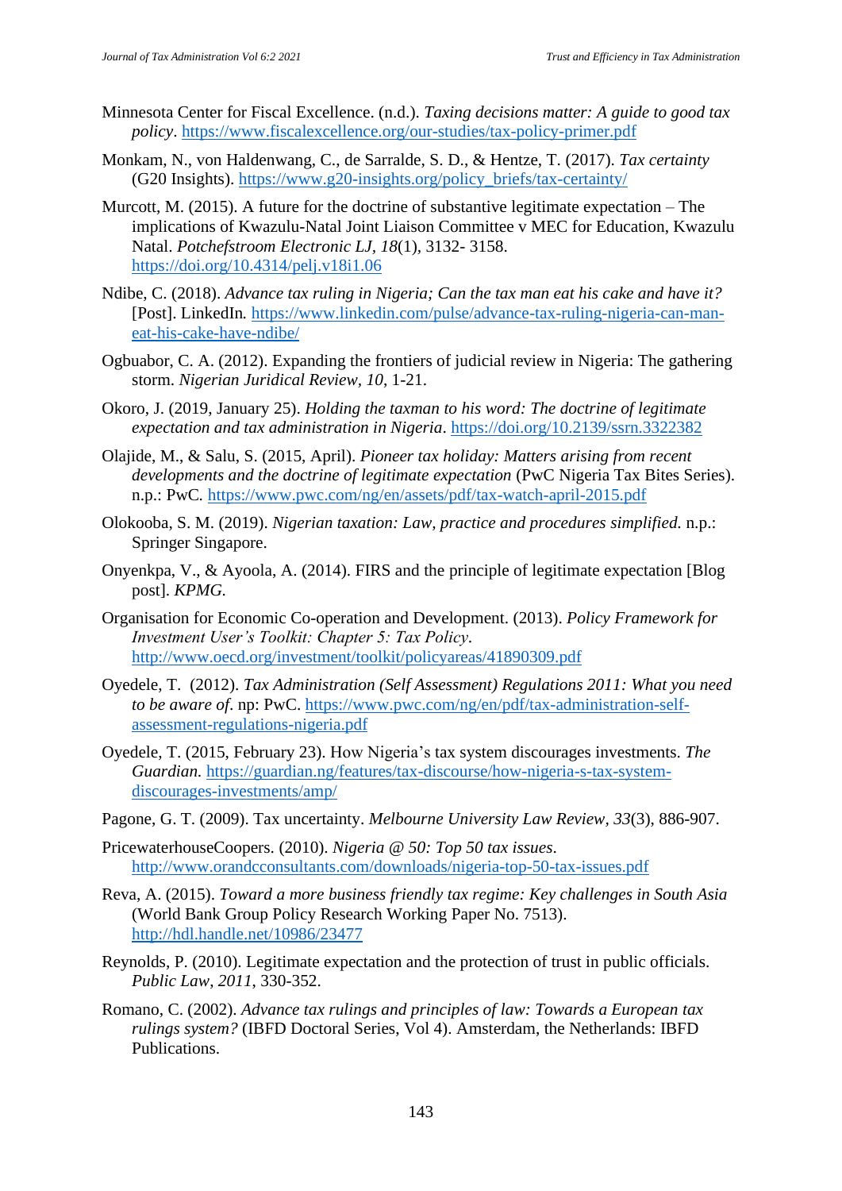Minnesota Center for Fiscal Excellence. (n.d.). *Taxing decisions matter: A guide to good tax policy*. https://www.fiscalexcellence.org/our-studies/tax-policy-primer.pdf

Monkam, N., von Haldenwang, C., de Sarralde, S. D., & Hentze, T. (2017). *Tax certainty* (G20 Insights). https://www.g20-insights.org/policy_briefs/tax-certainty/

Murcott, M. (2015). A future for the doctrine of substantive legitimate expectation – The implications of Kwazulu-Natal Joint Liaison Committee v MEC for Education, Kwazulu Natal. *Potchefstroom Electronic LJ*, *18*(1), 3132- 3158. https://doi.org/10.4314/pelj.v18i1.06

Ndibe, C. (2018). *Advance tax ruling in Nigeria; Can the tax man eat his cake and have it?* [Post]. LinkedIn*.* https://www.linkedin.com/pulse/advance-tax-ruling-nigeria-can-man-eat-his-cake-have-ndibe/

Ogbuabor, C. A. (2012). Expanding the frontiers of judicial review in Nigeria: The gathering storm. *Nigerian Juridical Review, 10*, 1-21.

Okoro, J. (2019, January 25). *Holding the taxman to his word: The doctrine of legitimate expectation and tax administration in Nigeria*. https://doi.org/10.2139/ssrn.3322382

Olajide, M., & Salu, S. (2015, April). *Pioneer tax holiday: Matters arising from recent developments and the doctrine of legitimate expectation* (PwC Nigeria Tax Bites Series). n.p.: PwC*.* https://www.pwc.com/ng/en/assets/pdf/tax-watch-april-2015.pdf

Olokooba, S. M. (2019). *Nigerian taxation: Law, practice and procedures simplified.* n.p.: Springer Singapore.

Onyenkpa, V., & Ayoola, A. (2014). FIRS and the principle of legitimate expectation [Blog post]. *KPMG.*

Organisation for Economic Co-operation and Development. (2013). *Policy Framework for Investment User's Toolkit: Chapter 5: Tax Policy*. http://www.oecd.org/investment/toolkit/policyareas/41890309.pdf

Oyedele, T. (2012). *Tax Administration (Self Assessment) Regulations 2011: What you need to be aware of*. np: PwC. https://www.pwc.com/ng/en/pdf/tax-administration-self-assessment-regulations-nigeria.pdf

Oyedele, T. (2015, February 23). How Nigeria's tax system discourages investments. *The Guardian.* https://guardian.ng/features/tax-discourse/how-nigeria-s-tax-system-discourages-investments/amp/

Pagone, G. T. (2009). Tax uncertainty. *Melbourne University Law Review, 33*(3), 886-907.

PricewaterhouseCoopers. (2010). *Nigeria @ 50: Top 50 tax issues*. http://www.orandcconsultants.com/downloads/nigeria-top-50-tax-issues.pdf

Reva, A. (2015). *Toward a more business friendly tax regime: Key challenges in South Asia* (World Bank Group Policy Research Working Paper No. 7513). http://hdl.handle.net/10986/23477

Reynolds, P. (2010). Legitimate expectation and the protection of trust in public officials. *Public Law, 2011*, 330-352.

Romano, C. (2002). *Advance tax rulings and principles of law: Towards a European tax rulings system?* (IBFD Doctoral Series, Vol 4). Amsterdam, the Netherlands: IBFD Publications.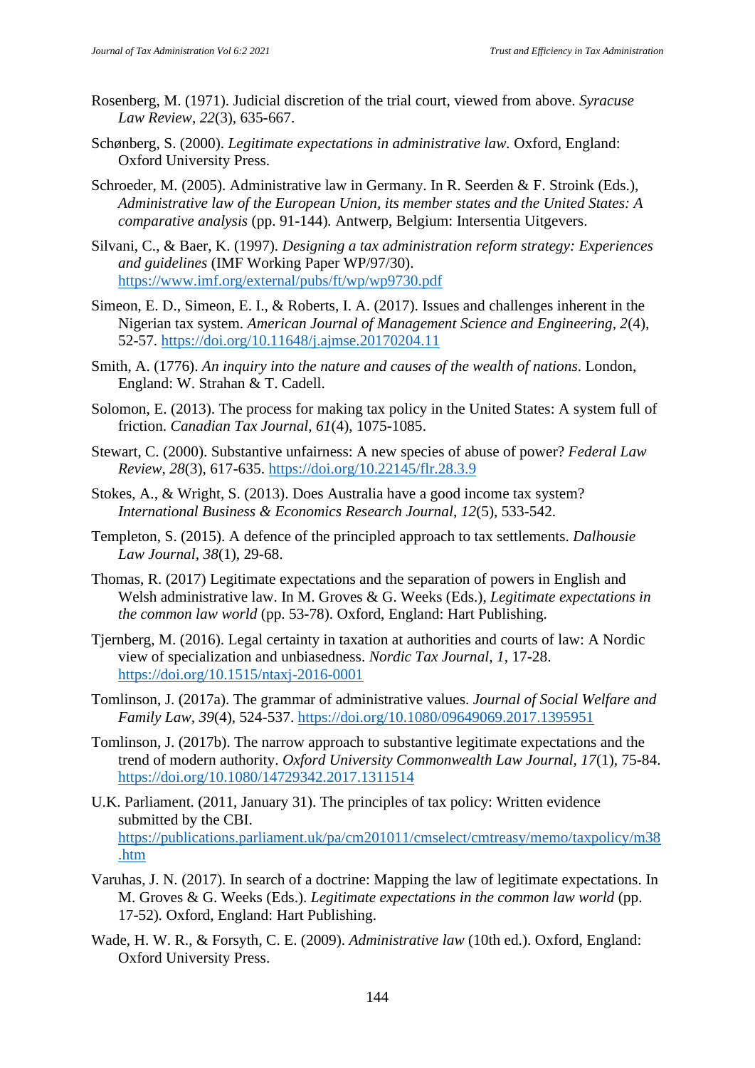Rosenberg, M. (1971). Judicial discretion of the trial court, viewed from above. *Syracuse Law Review*, *22*(3), 635-667.

Schønberg, S. (2000). *Legitimate expectations in administrative law*. Oxford, England: Oxford University Press.

Schroeder, M. (2005). Administrative law in Germany. In R. Seerden & F. Stroink (Eds.), *Administrative law of the European Union, its member states and the United States: A comparative analysis* (pp. 91-144). Antwerp, Belgium: Intersentia Uitgevers.

Silvani, C., & Baer, K. (1997). *Designing a tax administration reform strategy: Experiences and guidelines* (IMF Working Paper WP/97/30). https://www.imf.org/external/pubs/ft/wp/wp9730.pdf

Simeon, E. D., Simeon, E. I., & Roberts, I. A. (2017). Issues and challenges inherent in the Nigerian tax system. *American Journal of Management Science and Engineering*, *2*(4), 52-57. https://doi.org/10.11648/j.ajmse.20170204.11

Smith, A. (1776). *An inquiry into the nature and causes of the wealth of nations*. London, England: W. Strahan & T. Cadell.

Solomon, E. (2013). The process for making tax policy in the United States: A system full of friction. *Canadian Tax Journal*, *61*(4), 1075-1085.

Stewart, C. (2000). Substantive unfairness: A new species of abuse of power? *Federal Law Review*, *28*(3), 617-635. https://doi.org/10.22145/flr.28.3.9

Stokes, A., & Wright, S. (2013). Does Australia have a good income tax system? *International Business & Economics Research Journal*, *12*(5), 533-542.

Templeton, S. (2015). A defence of the principled approach to tax settlements. *Dalhousie Law Journal*, *38*(1), 29-68.

Thomas, R. (2017) Legitimate expectations and the separation of powers in English and Welsh administrative law. In M. Groves & G. Weeks (Eds.), *Legitimate expectations in the common law world* (pp. 53-78). Oxford, England: Hart Publishing.

Tjernberg, M. (2016). Legal certainty in taxation at authorities and courts of law: A Nordic view of specialization and unbiasedness. *Nordic Tax Journal*, *1*, 17-28. https://doi.org/10.1515/ntaxj-2016-0001

Tomlinson, J. (2017a). The grammar of administrative values. *Journal of Social Welfare and Family Law*, *39*(4), 524-537. https://doi.org/10.1080/09649069.2017.1395951

Tomlinson, J. (2017b). The narrow approach to substantive legitimate expectations and the trend of modern authority. *Oxford University Commonwealth Law Journal*, *17*(1), 75-84. https://doi.org/10.1080/14729342.2017.1311514

U.K. Parliament. (2011, January 31). The principles of tax policy: Written evidence submitted by the CBI. https://publications.parliament.uk/pa/cm201011/cmselect/cmtreasy/memo/taxpolicy/m38.htm

Varuhas, J. N. (2017). In search of a doctrine: Mapping the law of legitimate expectations. In M. Groves & G. Weeks (Eds.). *Legitimate expectations in the common law world* (pp. 17-52). Oxford, England: Hart Publishing.

Wade, H. W. R., & Forsyth, C. E. (2009). *Administrative law* (10th ed.). Oxford, England: Oxford University Press.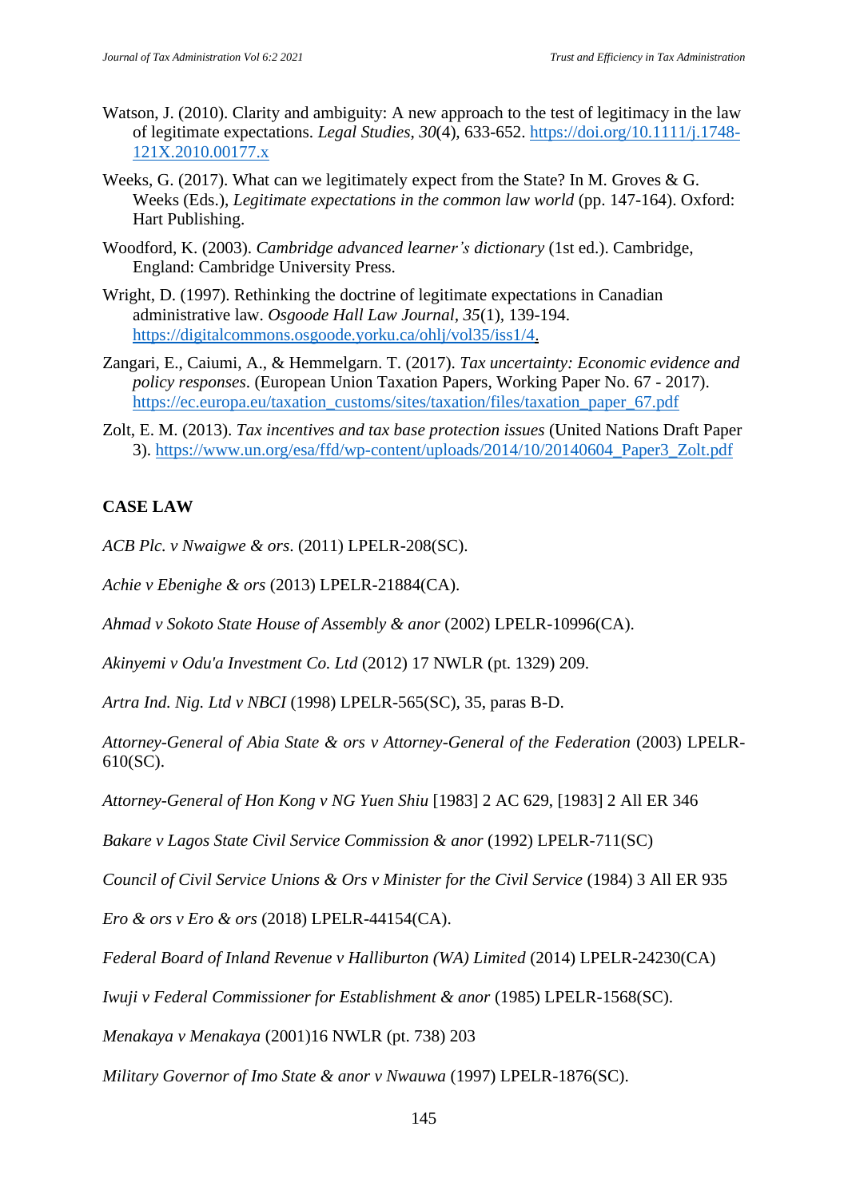Watson, J. (2010). Clarity and ambiguity: A new approach to the test of legitimacy in the law of legitimate expectations. *Legal Studies*, *30*(4), 633-652. https://doi.org/10.1111/j.1748-121X.2010.00177.x

Weeks, G. (2017). What can we legitimately expect from the State? In M. Groves & G. Weeks (Eds.), *Legitimate expectations in the common law world* (pp. 147-164). Oxford: Hart Publishing.

Woodford, K. (2003). *Cambridge advanced learner's dictionary* (1st ed.). Cambridge, England: Cambridge University Press.

Wright, D. (1997). Rethinking the doctrine of legitimate expectations in Canadian administrative law. *Osgoode Hall Law Journal*, *35*(1), 139-194. https://digitalcommons.osgoode.yorku.ca/ohlj/vol35/iss1/4.

Zangari, E., Caiumi, A., & Hemmelgarn. T. (2017). *Tax uncertainty: Economic evidence and policy responses*. (European Union Taxation Papers, Working Paper No. 67 - 2017). https://ec.europa.eu/taxation_customs/sites/taxation/files/taxation_paper_67.pdf

Zolt, E. M. (2013). *Tax incentives and tax base protection issues* (United Nations Draft Paper 3). https://www.un.org/esa/ffd/wp-content/uploads/2014/10/20140604_Paper3_Zolt.pdf

## CASE LAW

*ACB Plc. v Nwaigwe & ors*. (2011) LPELR-208(SC).

*Achie v Ebenighe & ors* (2013) LPELR-21884(CA).

*Ahmad v Sokoto State House of Assembly & anor* (2002) LPELR-10996(CA).

*Akinyemi v Odu'a Investment Co. Ltd* (2012) 17 NWLR (pt. 1329) 209.

*Artra Ind. Nig. Ltd v NBCI* (1998) LPELR-565(SC), 35, paras B-D.

*Attorney-General of Abia State & ors v Attorney-General of the Federation* (2003) LPELR-610(SC).

*Attorney-General of Hon Kong v NG Yuen Shiu* [1983] 2 AC 629, [1983] 2 All ER 346

*Bakare v Lagos State Civil Service Commission & anor* (1992) LPELR-711(SC)

*Council of Civil Service Unions & Ors v Minister for the Civil Service* (1984) 3 All ER 935

*Ero & ors v Ero & ors* (2018) LPELR-44154(CA).

*Federal Board of Inland Revenue v Halliburton (WA) Limited* (2014) LPELR-24230(CA)

*Iwuji v Federal Commissioner for Establishment & anor* (1985) LPELR-1568(SC).

*Menakaya v Menakaya* (2001)16 NWLR (pt. 738) 203

*Military Governor of Imo State & anor v Nwauwa* (1997) LPELR-1876(SC).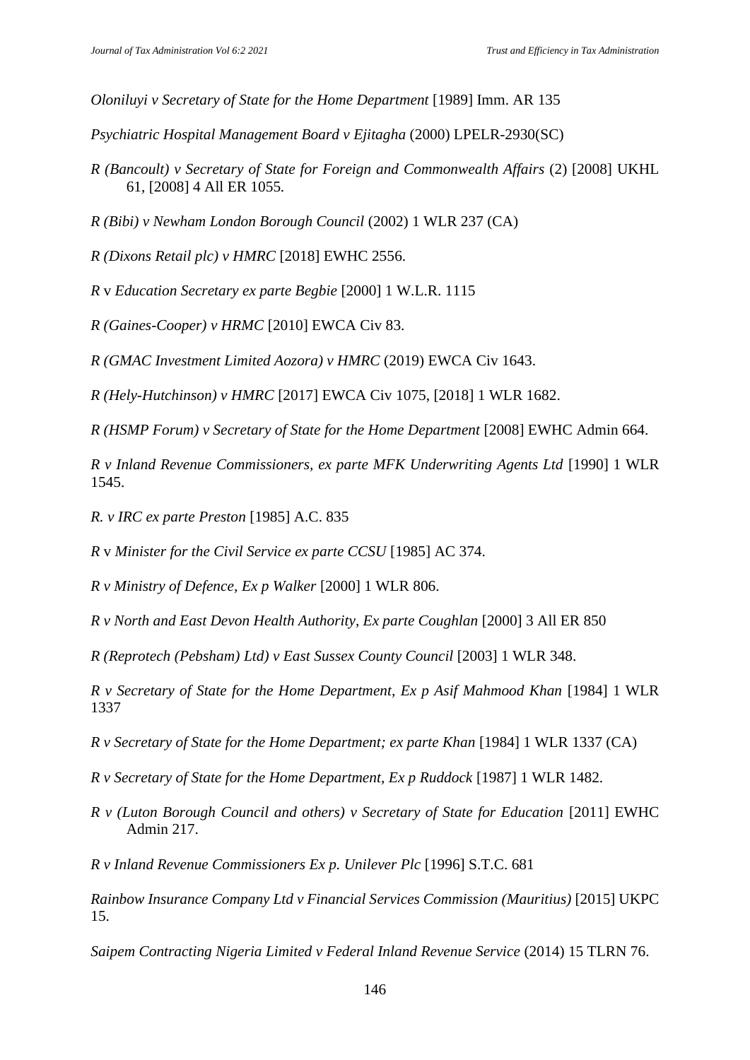*Oloniluyi v Secretary of State for the Home Department* [1989] Imm. AR 135

*Psychiatric Hospital Management Board v Ejitagha* (2000) LPELR-2930(SC)

*R (Bancoult) v Secretary of State for Foreign and Commonwealth Affairs* (2) [2008] UKHL 61, [2008] 4 All ER 1055.

*R (Bibi) v Newham London Borough Council* (2002) 1 WLR 237 (CA)

*R (Dixons Retail plc) v HMRC* [2018] EWHC 2556.

*R* v *Education Secretary ex parte Begbie* [2000] 1 W.L.R. 1115

*R (Gaines-Cooper) v HRMC* [2010] EWCA Civ 83.

*R (GMAC Investment Limited Aozora) v HMRC* (2019) EWCA Civ 1643.

*R (Hely-Hutchinson) v HMRC* [2017] EWCA Civ 1075, [2018] 1 WLR 1682.

*R (HSMP Forum) v Secretary of State for the Home Department* [2008] EWHC Admin 664.

*R v Inland Revenue Commissioners, ex parte MFK Underwriting Agents Ltd* [1990] 1 WLR 1545.

*R. v IRC ex parte Preston* [1985] A.C. 835

*R* v *Minister for the Civil Service ex parte CCSU* [1985] AC 374.

*R v Ministry of Defence, Ex p Walker* [2000] 1 WLR 806.

*R v North and East Devon Health Authority, Ex parte Coughlan* [2000] 3 All ER 850

*R (Reprotech (Pebsham) Ltd) v East Sussex County Council* [2003] 1 WLR 348.

*R v Secretary of State for the Home Department, Ex p Asif Mahmood Khan* [1984] 1 WLR 1337

*R v Secretary of State for the Home Department; ex parte Khan* [1984] 1 WLR 1337 (CA)

*R v Secretary of State for the Home Department, Ex p Ruddock* [1987] 1 WLR 1482.

*R v (Luton Borough Council and others) v Secretary of State for Education* [2011] EWHC Admin 217.

*R v Inland Revenue Commissioners Ex p. Unilever Plc* [1996] S.T.C. 681

*Rainbow Insurance Company Ltd v Financial Services Commission (Mauritius)* [2015] UKPC 15.

*Saipem Contracting Nigeria Limited v Federal Inland Revenue Service* (2014) 15 TLRN 76.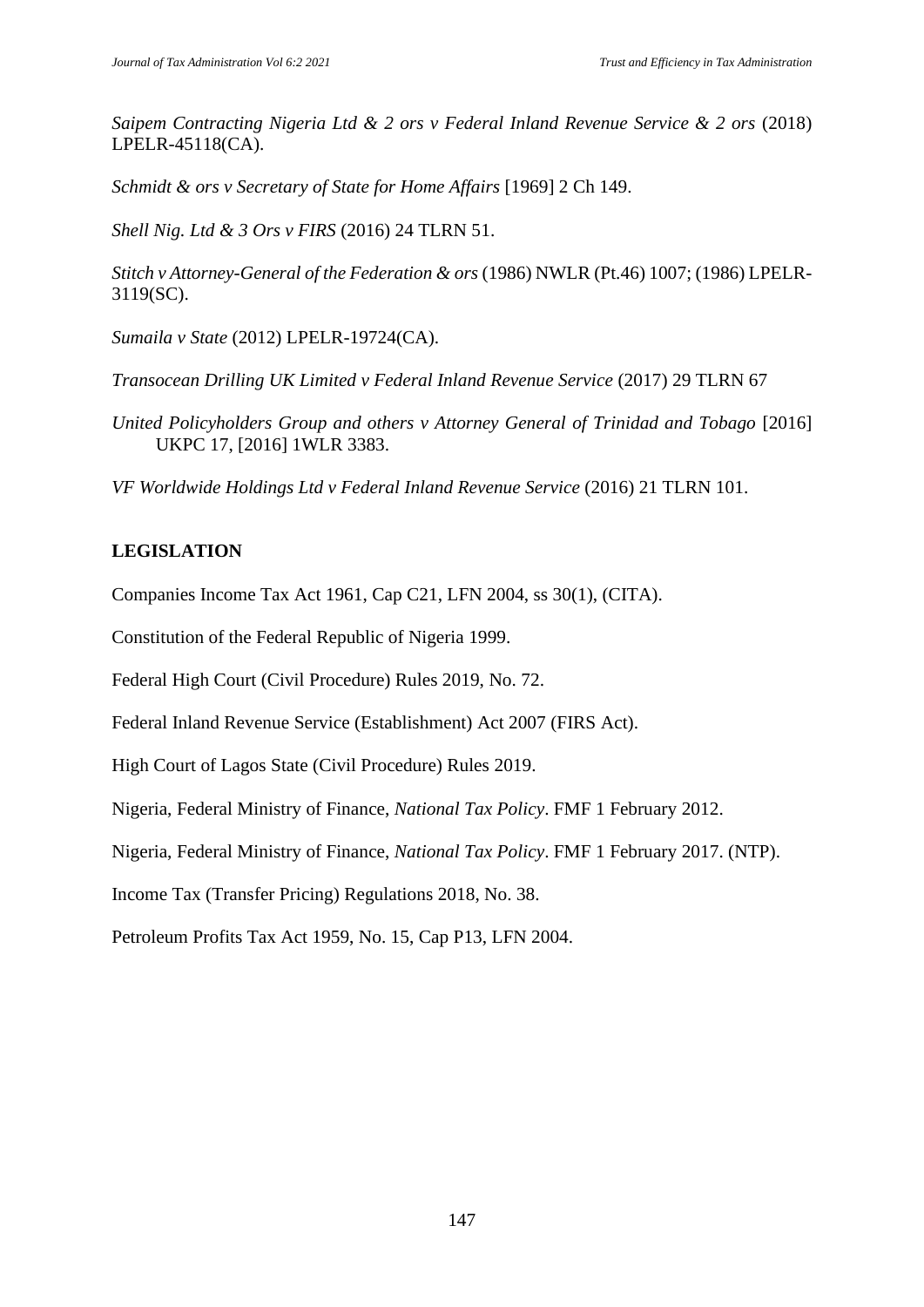*Saipem Contracting Nigeria Ltd & 2 ors v Federal Inland Revenue Service & 2 ors* (2018) LPELR-45118(CA).

*Schmidt & ors v Secretary of State for Home Affairs* [1969] 2 Ch 149.

*Shell Nig. Ltd & 3 Ors v FIRS* (2016) 24 TLRN 51.

*Stitch v Attorney-General of the Federation & ors* (1986) NWLR (Pt.46) 1007; (1986) LPELR-3119(SC).

*Sumaila v State* (2012) LPELR-19724(CA).

*Transocean Drilling UK Limited v Federal Inland Revenue Service* (2017) 29 TLRN 67

*United Policyholders Group and others v Attorney General of Trinidad and Tobago* [2016] UKPC 17, [2016] 1WLR 3383.

*VF Worldwide Holdings Ltd v Federal Inland Revenue Service* (2016) 21 TLRN 101.

## LEGISLATION

Companies Income Tax Act 1961, Cap C21, LFN 2004, ss 30(1), (CITA).

Constitution of the Federal Republic of Nigeria 1999.

Federal High Court (Civil Procedure) Rules 2019, No. 72.

Federal Inland Revenue Service (Establishment) Act 2007 (FIRS Act).

High Court of Lagos State (Civil Procedure) Rules 2019.

Nigeria, Federal Ministry of Finance, *National Tax Policy*. FMF 1 February 2012.

Nigeria, Federal Ministry of Finance, *National Tax Policy*. FMF 1 February 2017. (NTP).

Income Tax (Transfer Pricing) Regulations 2018, No. 38.

Petroleum Profits Tax Act 1959, No. 15, Cap P13, LFN 2004.